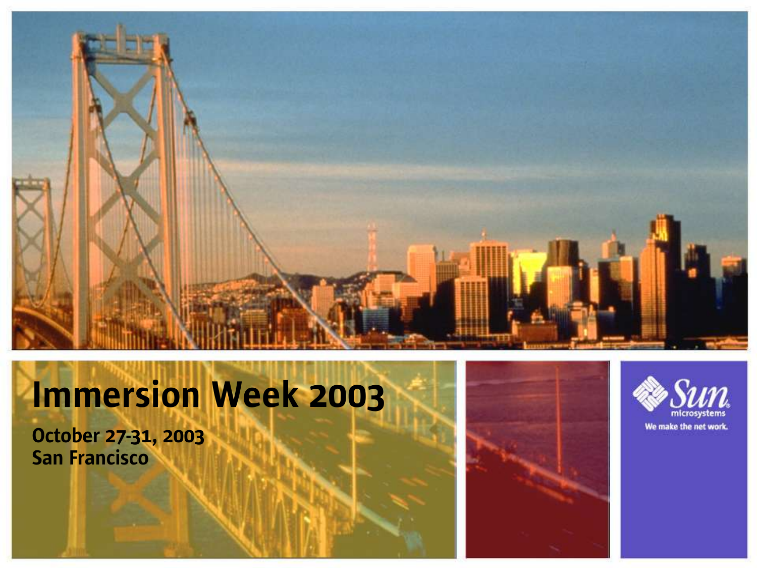# Immersion Week 2003

**October 27-31, 2003**
**San Francisco**

Sun microsystems

We make the net work.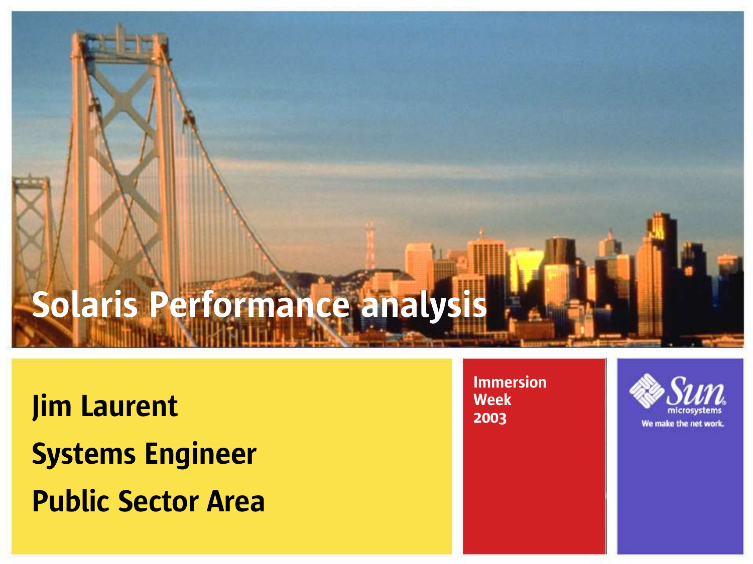# Solaris Performance analysis

**Jim Laurent**

**Systems Engineer**

**Public Sector Area**

Immersion Week 2003

Sun microsystems

We make the net work.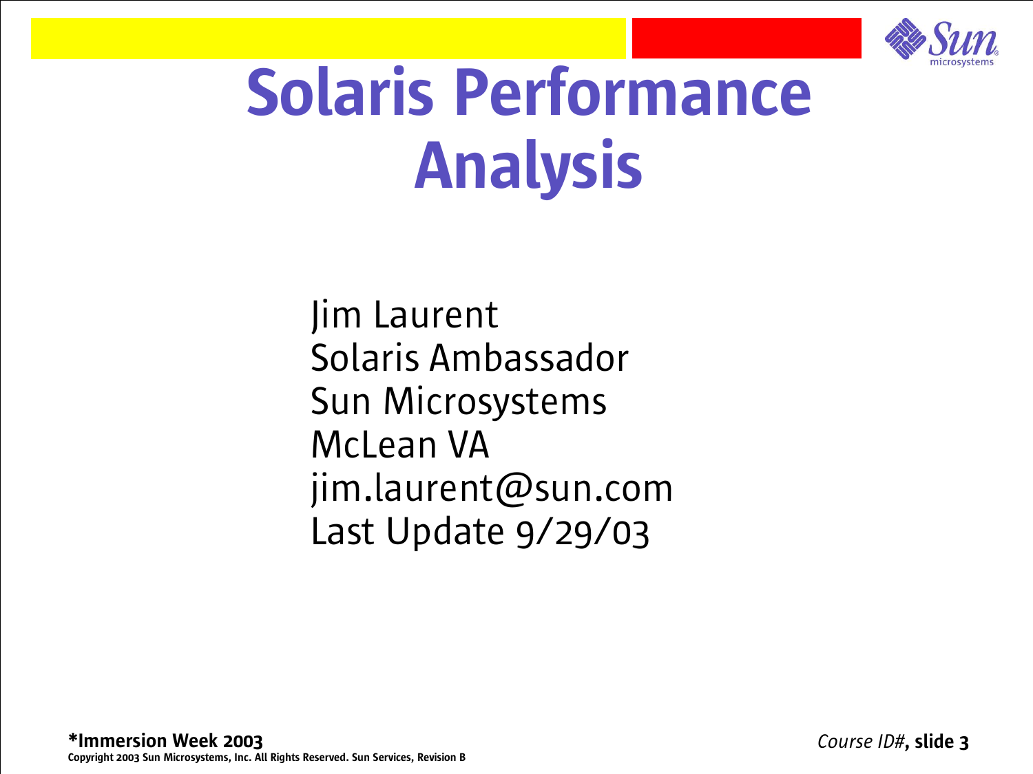# Solaris Performance Analysis

Jim Laurent
Solaris Ambassador
Sun Microsystems
McLean VA
jim.laurent@sun.com
Last Update 9/29/03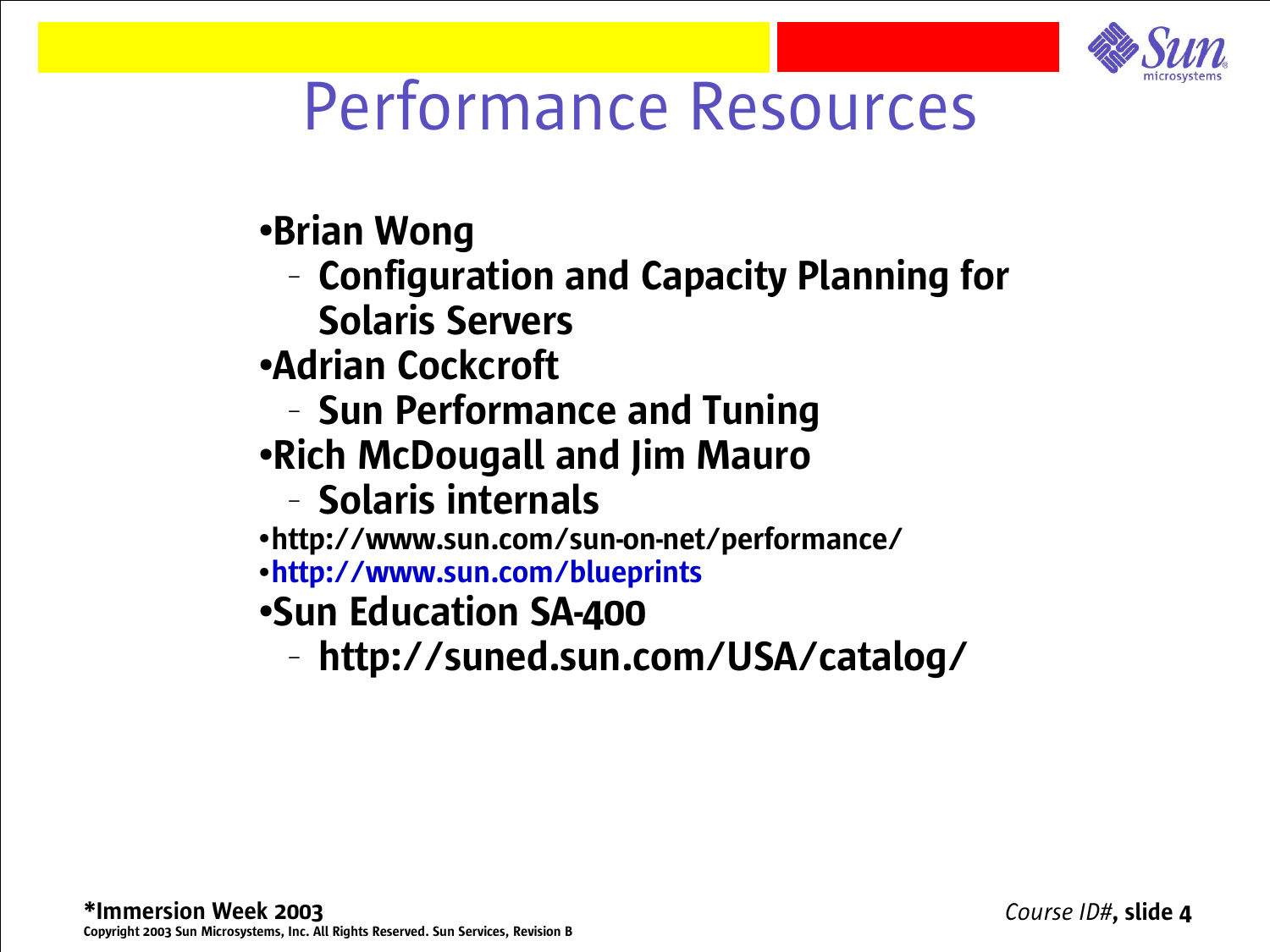# Performance Resources

- **Brian Wong**
  - **Configuration and Capacity Planning for Solaris Servers**
- **Adrian Cockcroft**
  - **Sun Performance and Tuning**
- **Rich McDougall and Jim Mauro**
  - **Solaris internals**
- **http://www.sun.com/sun-on-net/performance/**
- **http://www.sun.com/blueprints**
- **Sun Education SA-400**
  - **http://suned.sun.com/USA/catalog/**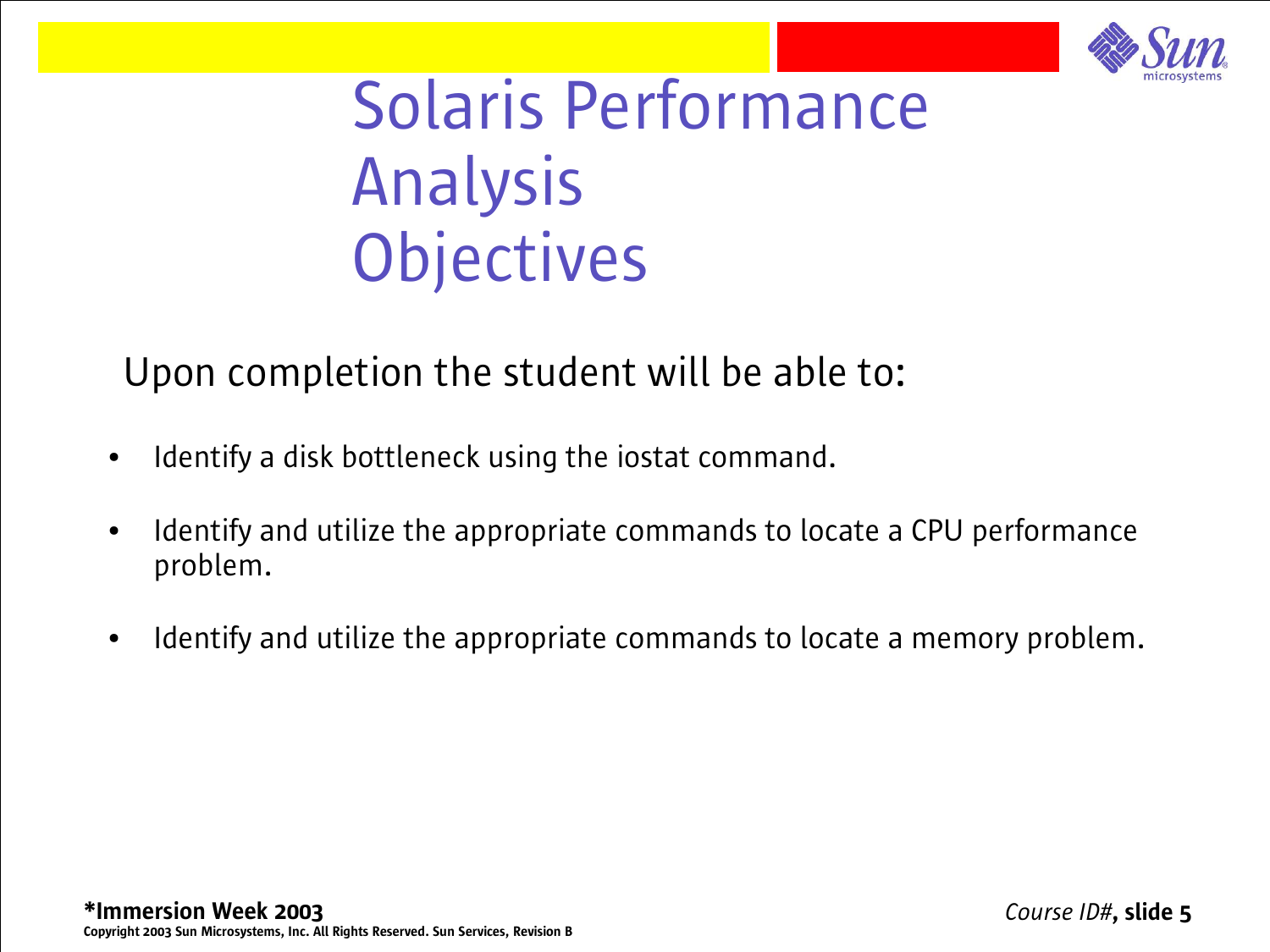# Solaris Performance Analysis Objectives

Upon completion the student will be able to:

- Identify a disk bottleneck using the iostat command.
- Identify and utilize the appropriate commands to locate a CPU performance problem.
- Identify and utilize the appropriate commands to locate a memory problem.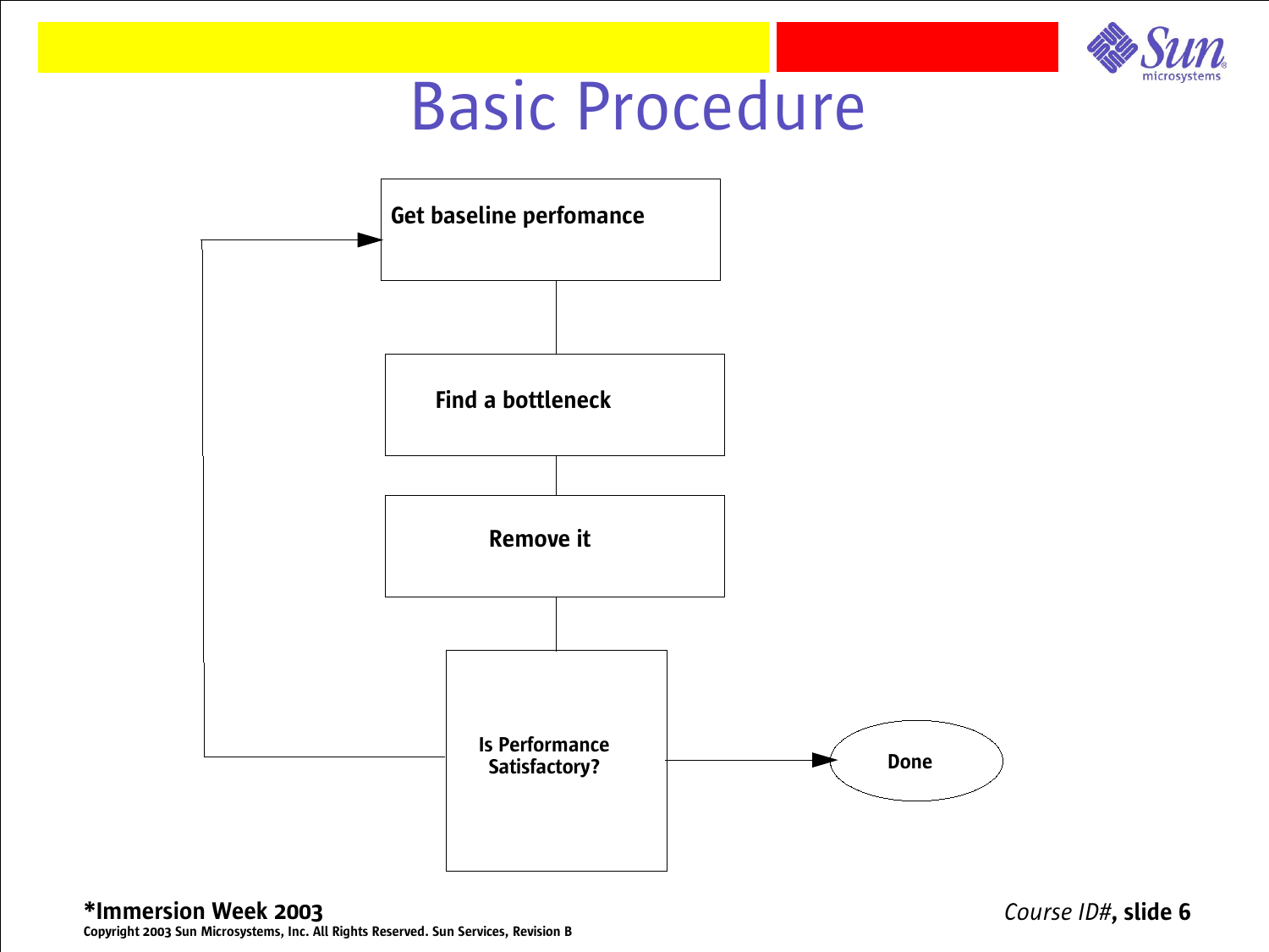# Basic Procedure

Get baseline perfomance

Find a bottleneck

Remove it

Is Performance Satisfactory?

Done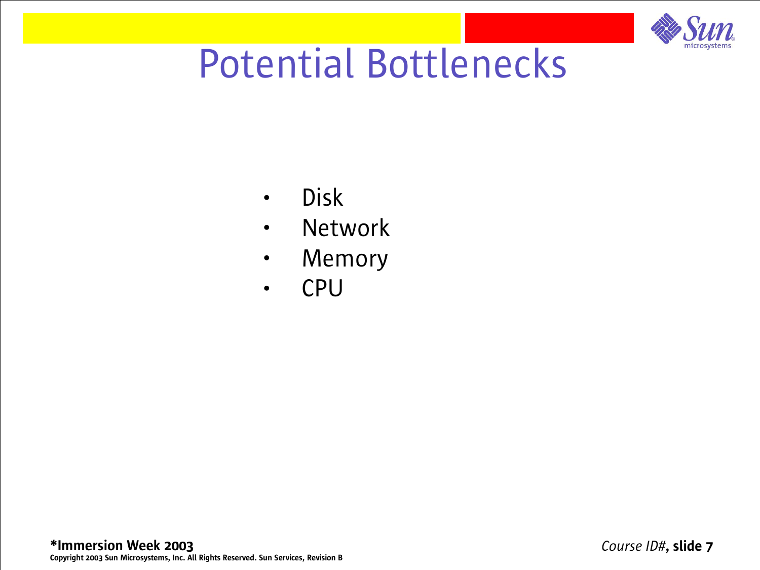# Potential Bottlenecks

- Disk
- Network
- Memory
- CPU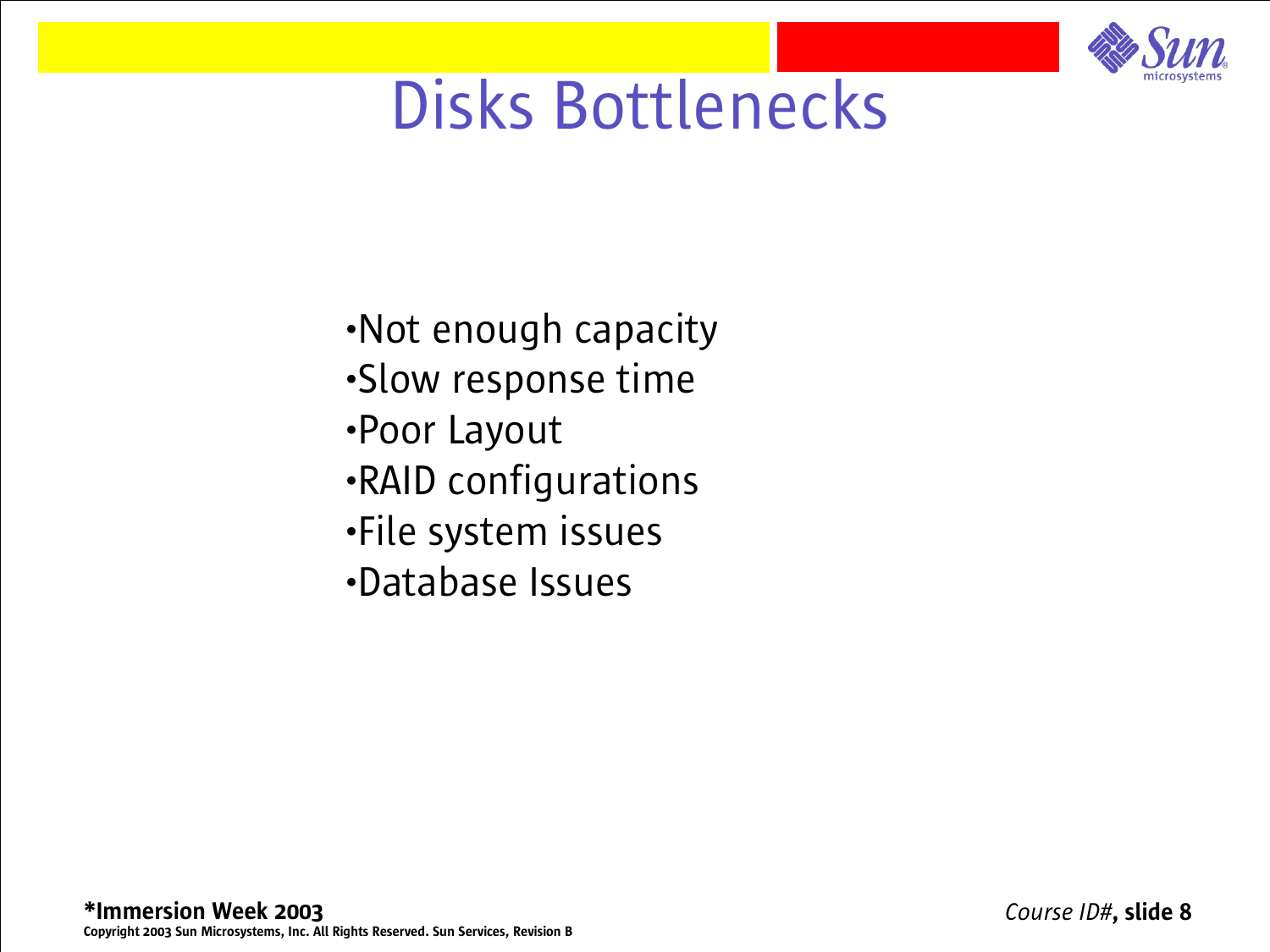# Disks Bottlenecks

- Not enough capacity
- Slow response time
- Poor Layout
- RAID configurations
- File system issues
- Database Issues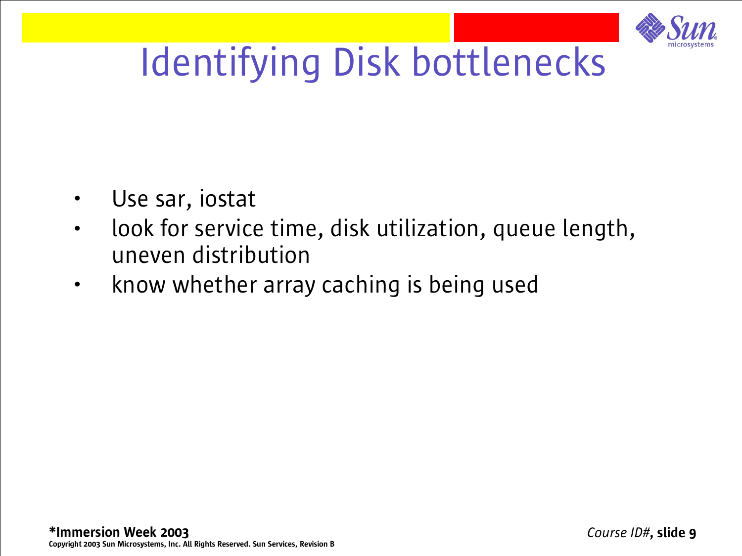# Identifying Disk bottlenecks

- Use sar, iostat
- look for service time, disk utilization, queue length, uneven distribution
- know whether array caching is being used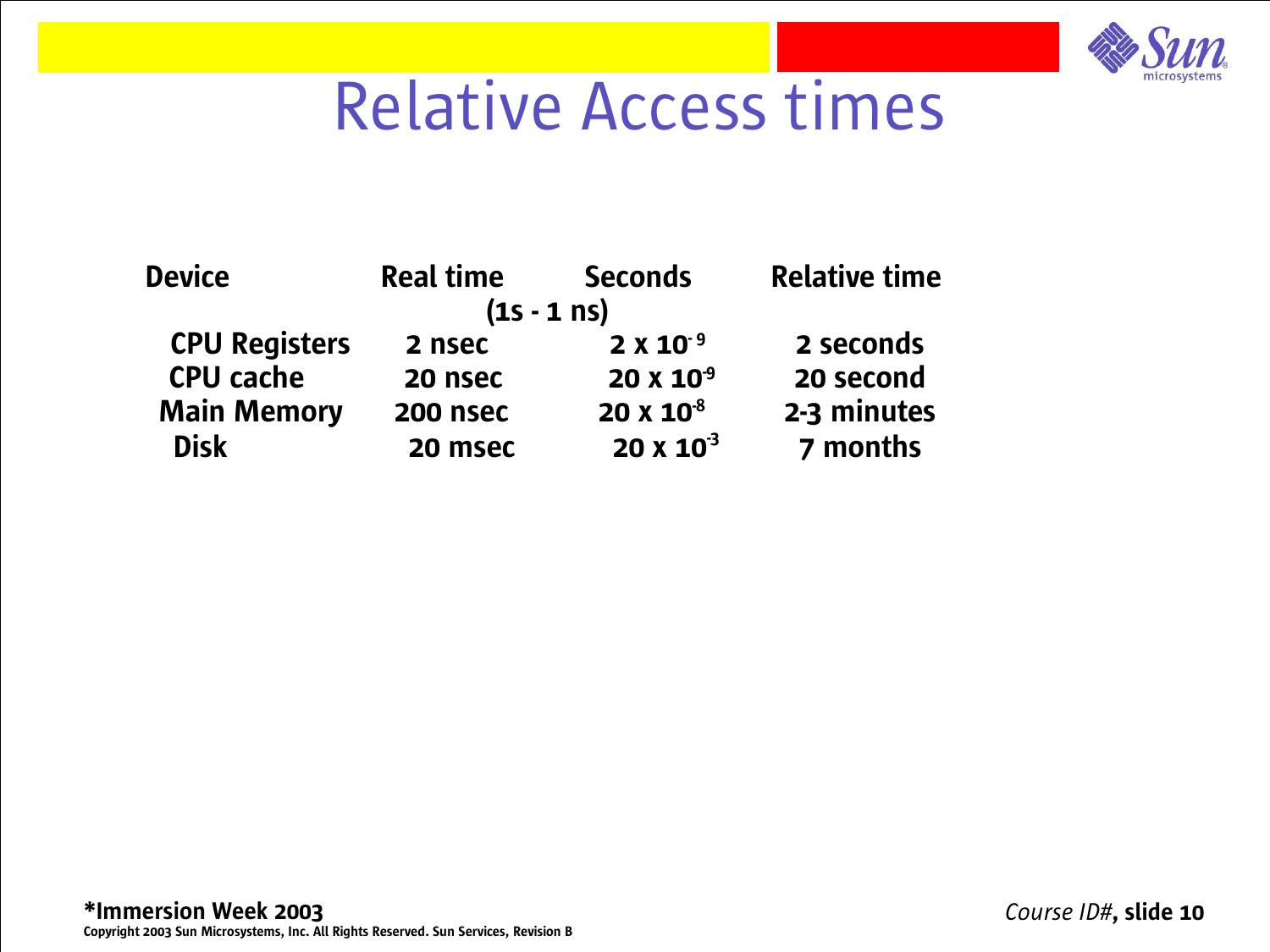# Relative Access times

| Device | Real time | Seconds<br>(1s - 1 ns) | Relative time |
|---|---|---|---|
| CPU Registers | 2 nsec | $2 \times 10^{-9}$ | 2 seconds |
| CPU cache | 20 nsec | $20 \times 10^{-9}$ | 20 second |
| Main Memory | 200 nsec | $20 \times 10^{-8}$ | 2-3 minutes |
| Disk | 20 msec | $20 \times 10^{-3}$ | 7 months |

**\*Immersion Week 2003**

Copyright 2003 Sun Microsystems, Inc. All Rights Reserved. Sun Services, Revision B

*Course ID#*, **slide 10**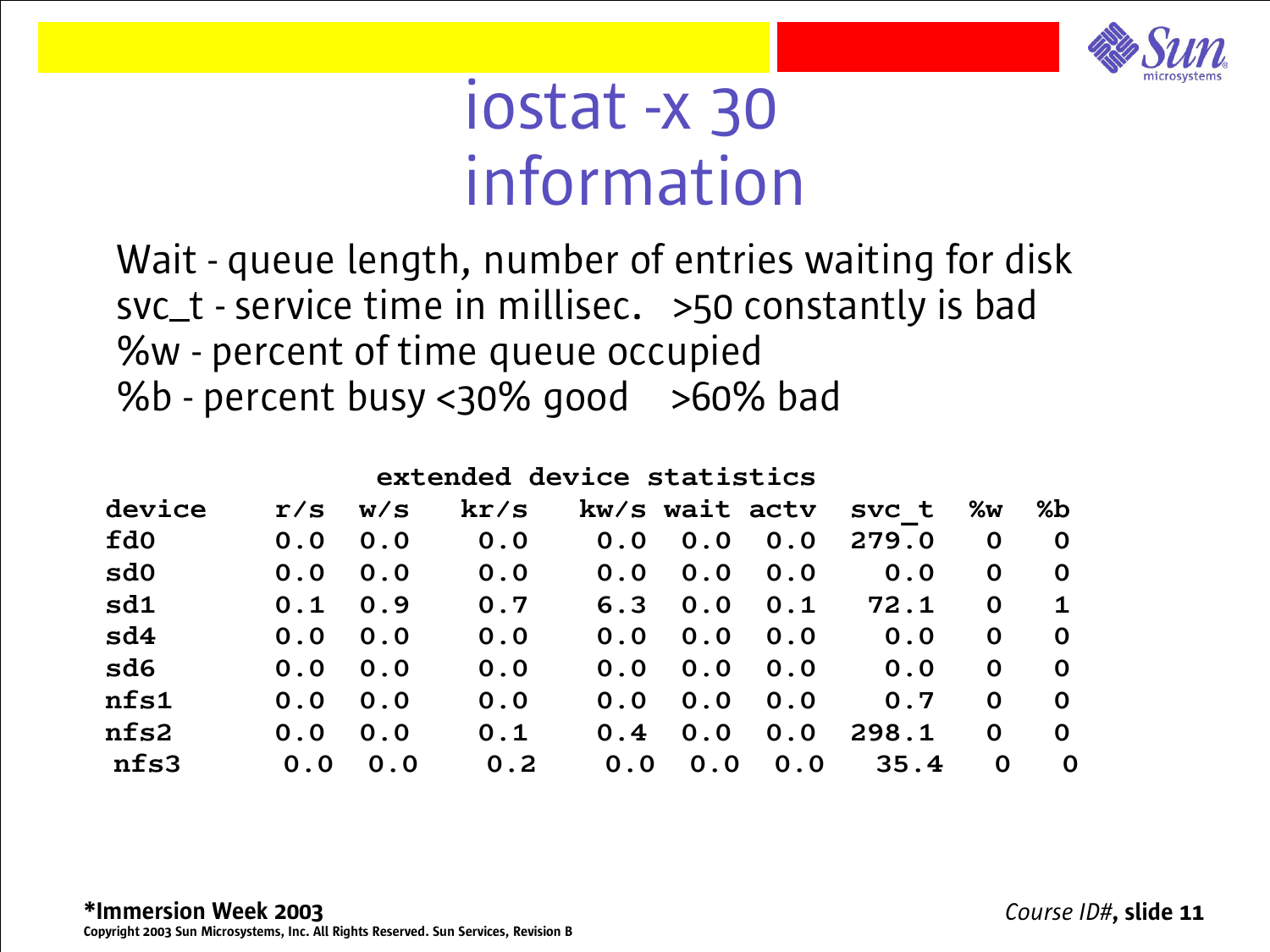# iostat -x 30 information

Wait - queue length, number of entries waiting for disk
svc_t - service time in millisec.   >50 constantly is bad
%w - percent of time queue occupied
%b - percent busy <30% good    >60% bad

extended device statistics

| device | r/s | w/s | kr/s | kw/s | wait | actv | svc_t | %w | %b |
|---|---|---|---|---|---|---|---|---|---|
| fd0 | 0.0 | 0.0 | 0.0 | 0.0 | 0.0 | 0.0 | 279.0 | 0 | 0 |
| sd0 | 0.0 | 0.0 | 0.0 | 0.0 | 0.0 | 0.0 | 0.0 | 0 | 0 |
| sd1 | 0.1 | 0.9 | 0.7 | 6.3 | 0.0 | 0.1 | 72.1 | 0 | 1 |
| sd4 | 0.0 | 0.0 | 0.0 | 0.0 | 0.0 | 0.0 | 0.0 | 0 | 0 |
| sd6 | 0.0 | 0.0 | 0.0 | 0.0 | 0.0 | 0.0 | 0.0 | 0 | 0 |
| nfs1 | 0.0 | 0.0 | 0.0 | 0.0 | 0.0 | 0.0 | 0.7 | 0 | 0 |
| nfs2 | 0.0 | 0.0 | 0.1 | 0.4 | 0.0 | 0.0 | 298.1 | 0 | 0 |
| nfs3 | 0.0 | 0.0 | 0.2 | 0.0 | 0.0 | 0.0 | 35.4 | 0 | 0 |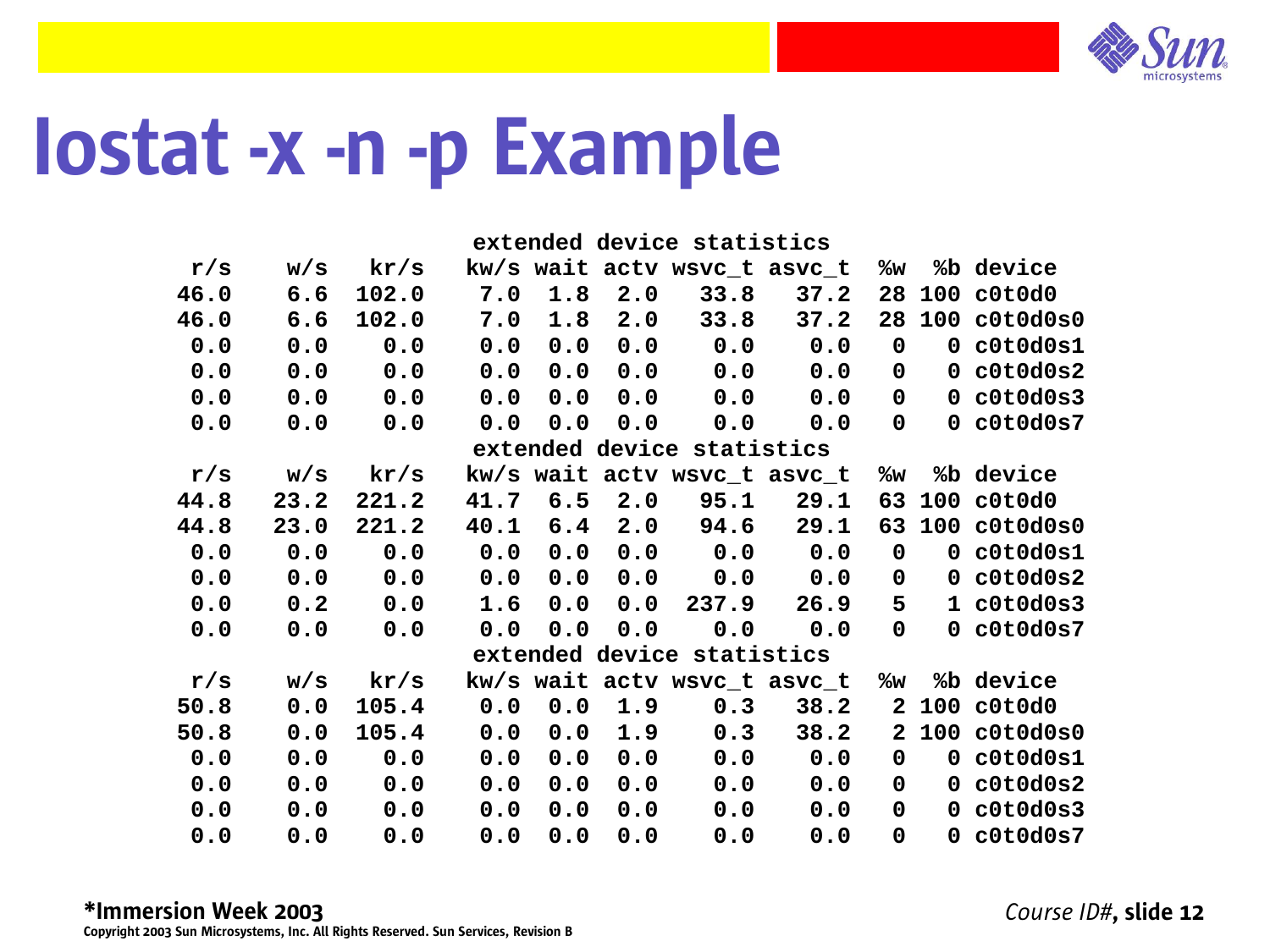# Iostat -x -n -p Example

```
                    extended device statistics
 r/s    w/s   kr/s   kw/s wait actv wsvc_t asvc_t  %w  %b device
46.0    6.6  102.0    7.0  1.8  2.0   33.8   37.2  28 100 c0t0d0
46.0    6.6  102.0    7.0  1.8  2.0   33.8   37.2  28 100 c0t0d0s0
 0.0    0.0    0.0    0.0  0.0  0.0    0.0    0.0   0   0 c0t0d0s1
 0.0    0.0    0.0    0.0  0.0  0.0    0.0    0.0   0   0 c0t0d0s2
 0.0    0.0    0.0    0.0  0.0  0.0    0.0    0.0   0   0 c0t0d0s3
 0.0    0.0    0.0    0.0  0.0  0.0    0.0    0.0   0   0 c0t0d0s7
                    extended device statistics
 r/s    w/s   kr/s   kw/s wait actv wsvc_t asvc_t  %w  %b device
44.8   23.2  221.2   41.7  6.5  2.0   95.1   29.1  63 100 c0t0d0
44.8   23.0  221.2   40.1  6.4  2.0   94.6   29.1  63 100 c0t0d0s0
 0.0    0.0    0.0    0.0  0.0  0.0    0.0    0.0   0   0 c0t0d0s1
 0.0    0.0    0.0    0.0  0.0  0.0    0.0    0.0   0   0 c0t0d0s2
 0.0    0.2    0.0    1.6  0.0  0.0  237.9   26.9   5   1 c0t0d0s3
 0.0    0.0    0.0    0.0  0.0  0.0    0.0    0.0   0   0 c0t0d0s7
                    extended device statistics
 r/s    w/s   kr/s   kw/s wait actv wsvc_t asvc_t  %w  %b device
50.8    0.0  105.4    0.0  0.0  1.9    0.3   38.2   2 100 c0t0d0
50.8    0.0  105.4    0.0  0.0  1.9    0.3   38.2   2 100 c0t0d0s0
 0.0    0.0    0.0    0.0  0.0  0.0    0.0    0.0   0   0 c0t0d0s1
 0.0    0.0    0.0    0.0  0.0  0.0    0.0    0.0   0   0 c0t0d0s2
 0.0    0.0    0.0    0.0  0.0  0.0    0.0    0.0   0   0 c0t0d0s3
 0.0    0.0    0.0    0.0  0.0  0.0    0.0    0.0   0   0 c0t0d0s7
```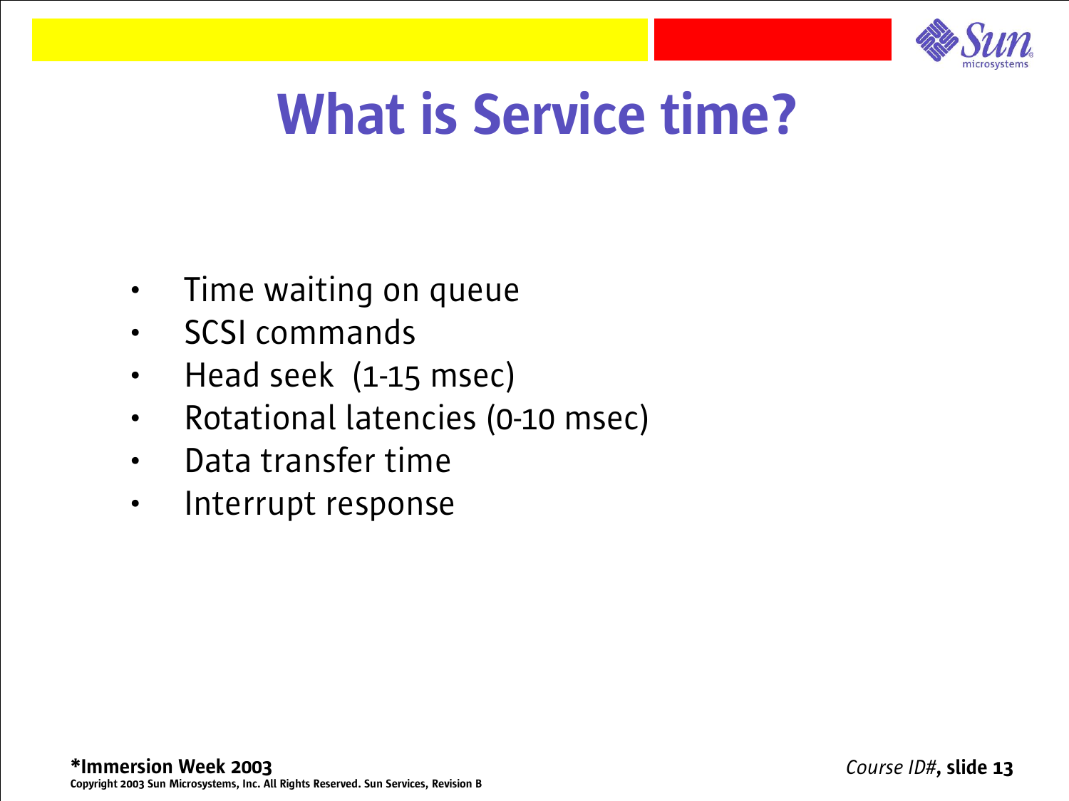# What is Service time?

- Time waiting on queue
- SCSI commands
- Head seek (1-15 msec)
- Rotational latencies (0-10 msec)
- Data transfer time
- Interrupt response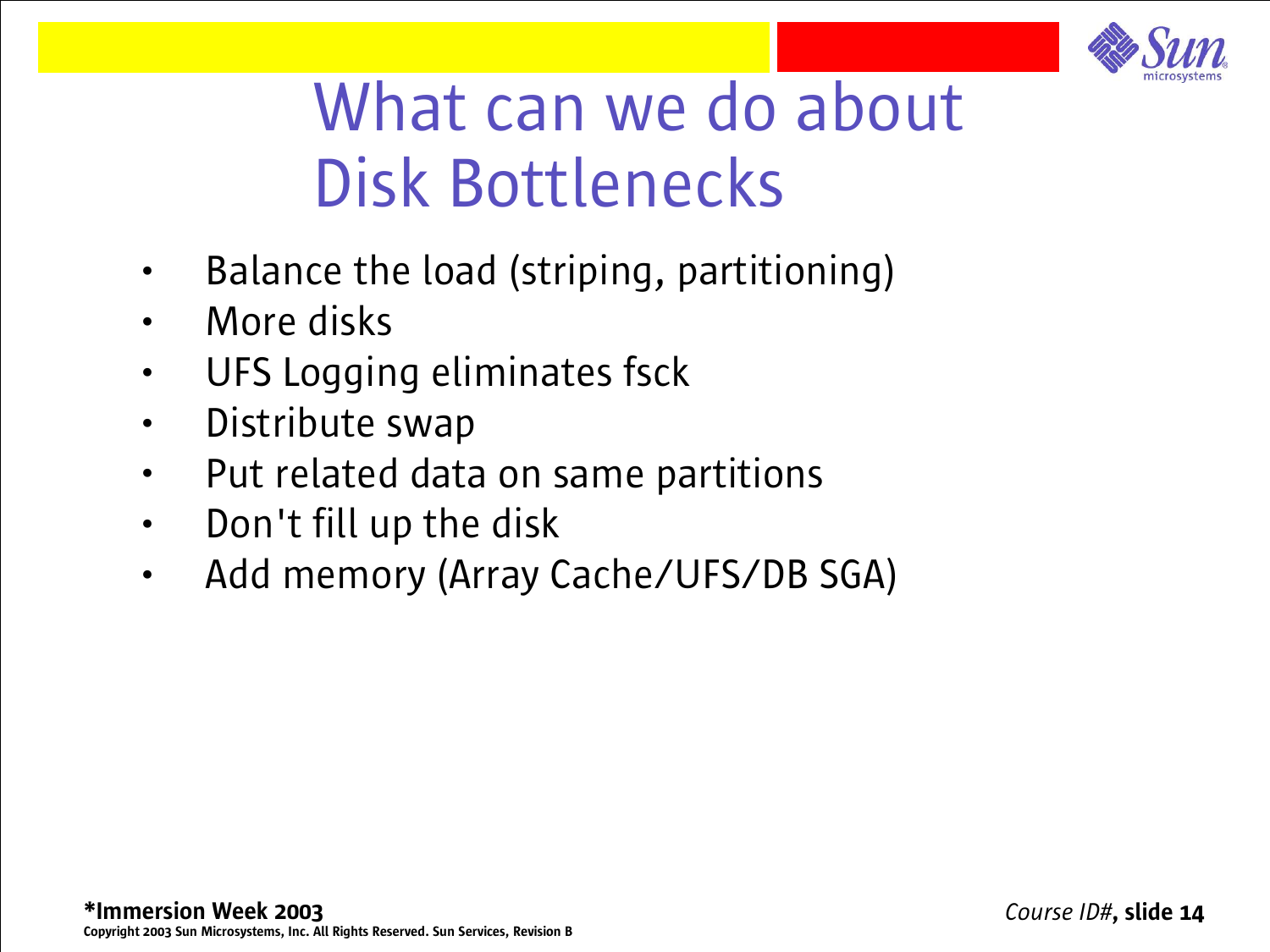# What can we do about Disk Bottlenecks

- Balance the load (striping, partitioning)
- More disks
- UFS Logging eliminates fsck
- Distribute swap
- Put related data on same partitions
- Don't fill up the disk
- Add memory (Array Cache/UFS/DB SGA)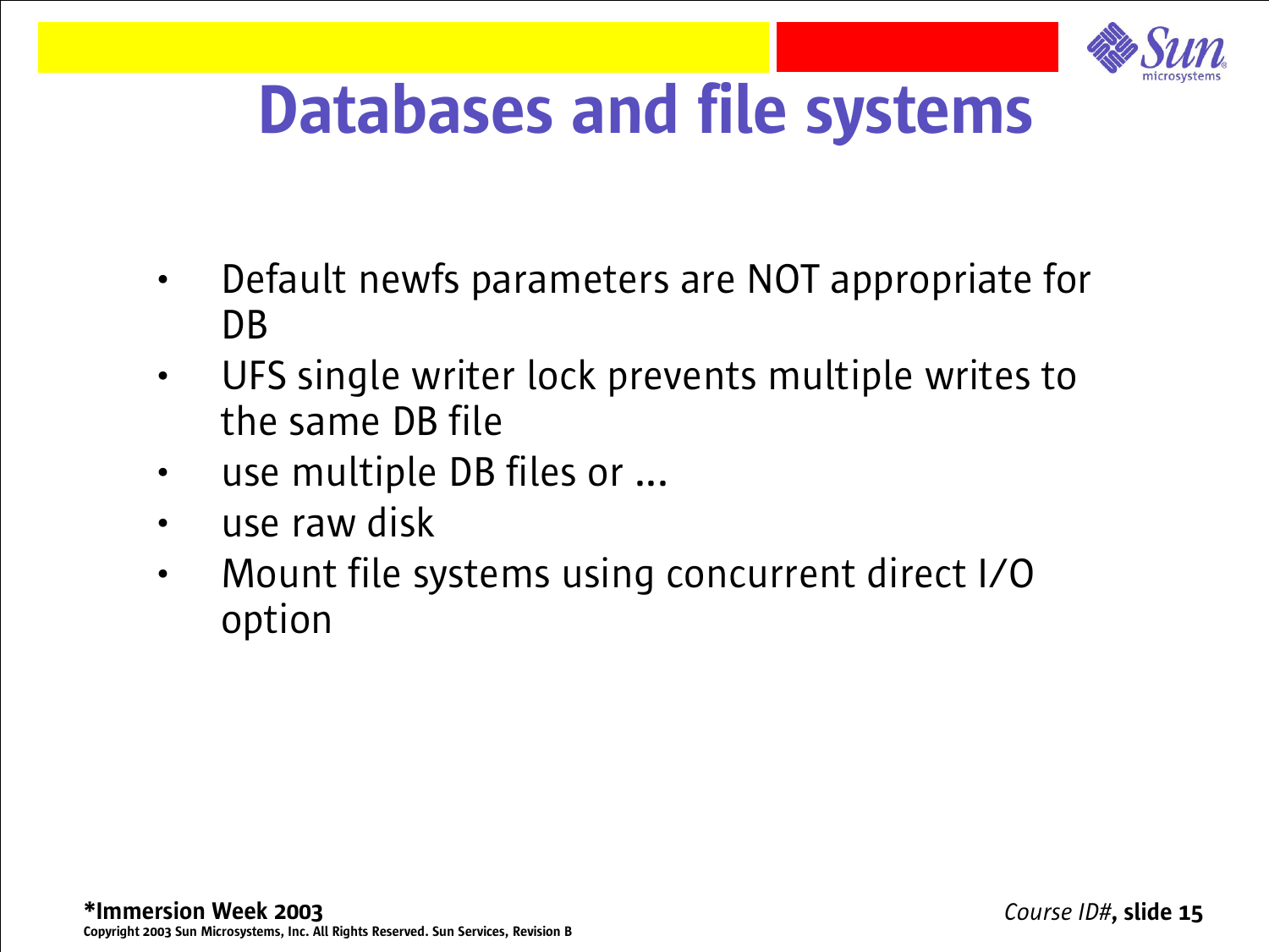# Databases and file systems

- Default newfs parameters are NOT appropriate for DB
- UFS single writer lock prevents multiple writes to the same DB file
- use multiple DB files or ...
- use raw disk
- Mount file systems using concurrent direct I/O option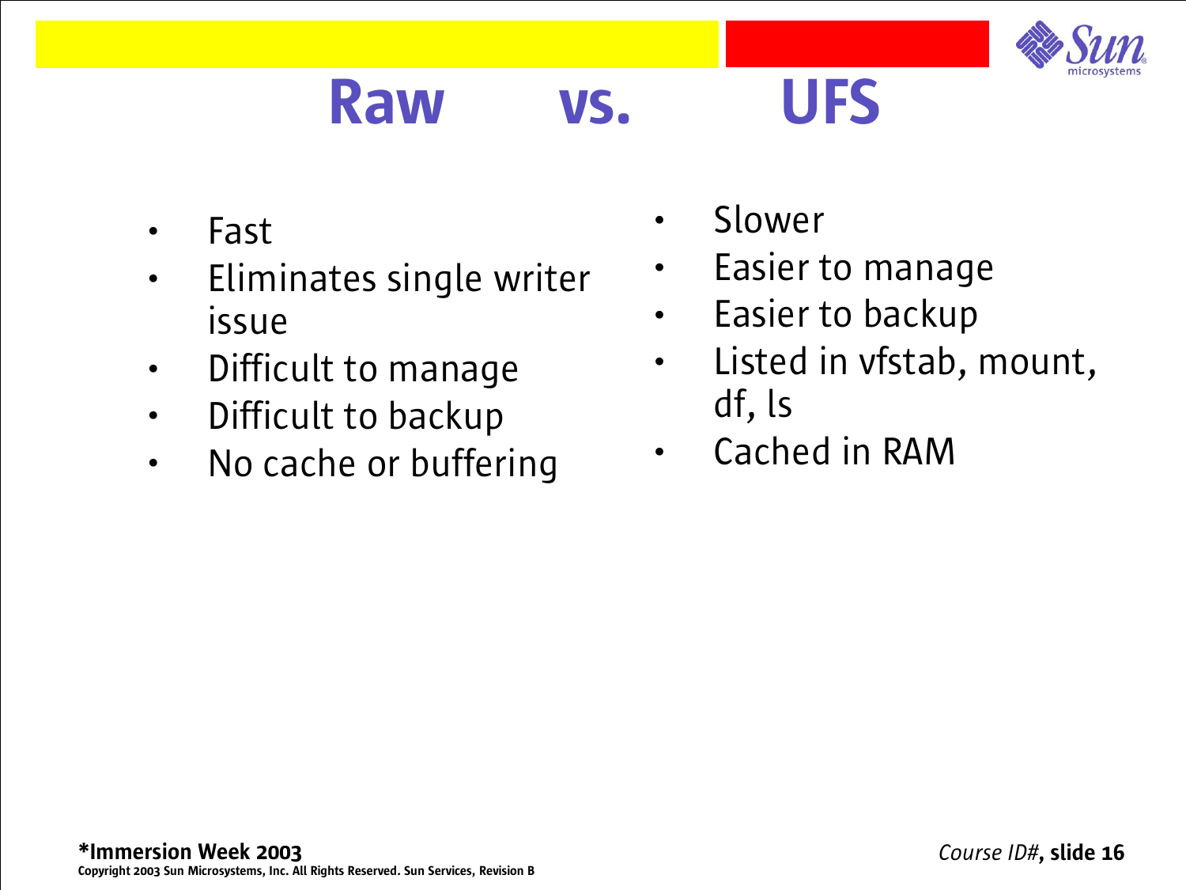# Raw vs. UFS

**Raw**

- Fast
- Eliminates single writer issue
- Difficult to manage
- Difficult to backup
- No cache or buffering

**UFS**

- Slower
- Easier to manage
- Easier to backup
- Listed in vfstab, mount, df, ls
- Cached in RAM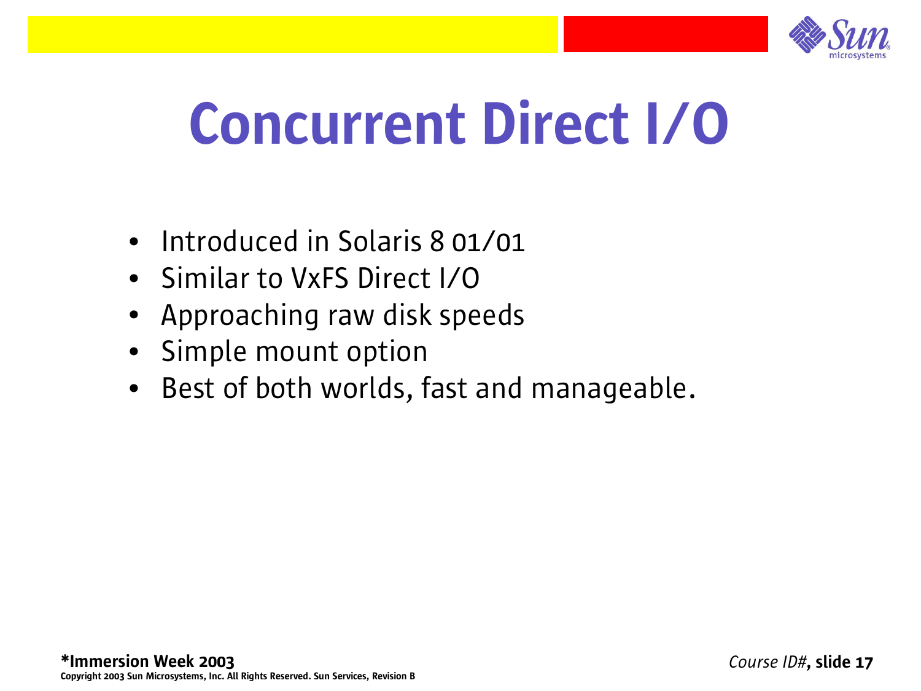# Concurrent Direct I/O

- Introduced in Solaris 8 01/01
- Similar to VxFS Direct I/O
- Approaching raw disk speeds
- Simple mount option
- Best of both worlds, fast and manageable.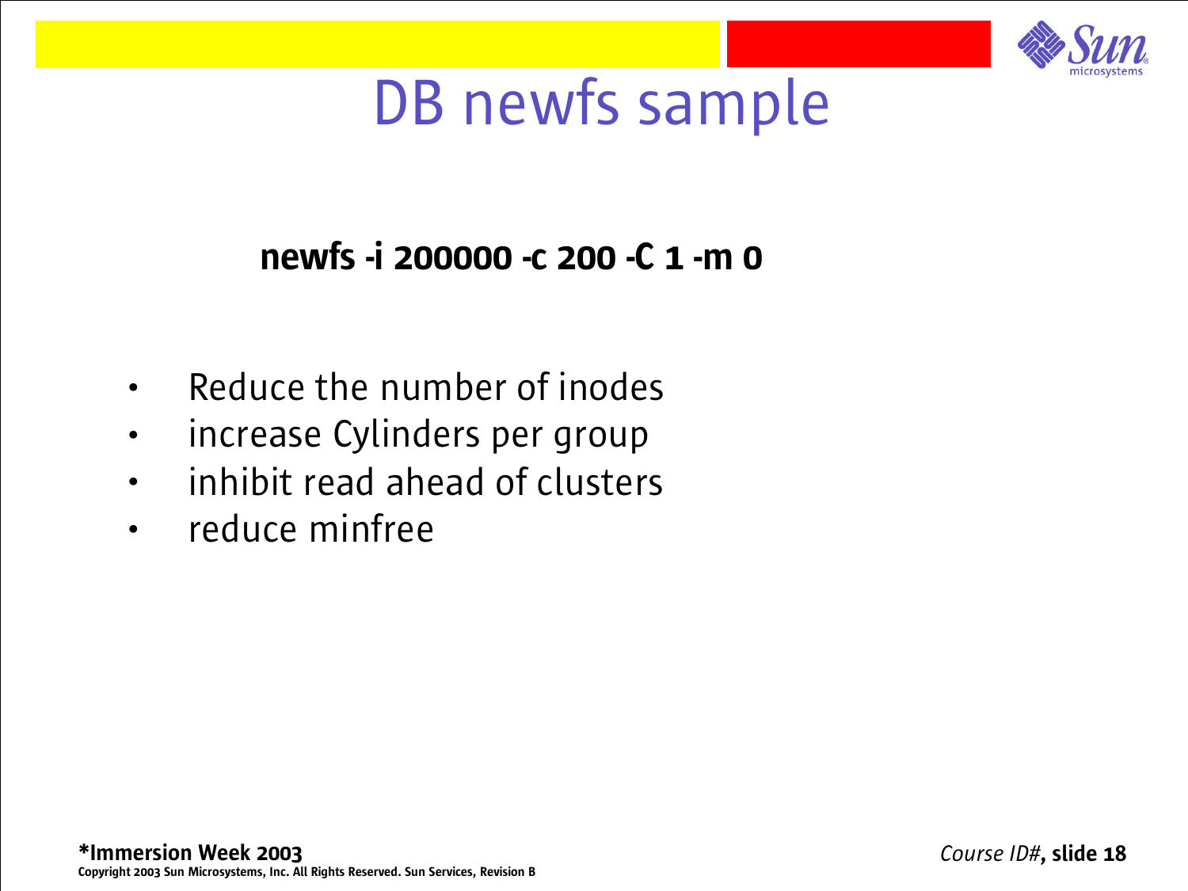# DB newfs sample

**newfs -i 200000 -c 200 -C 1 -m 0**

- Reduce the number of inodes
- increase Cylinders per group
- inhibit read ahead of clusters
- reduce minfree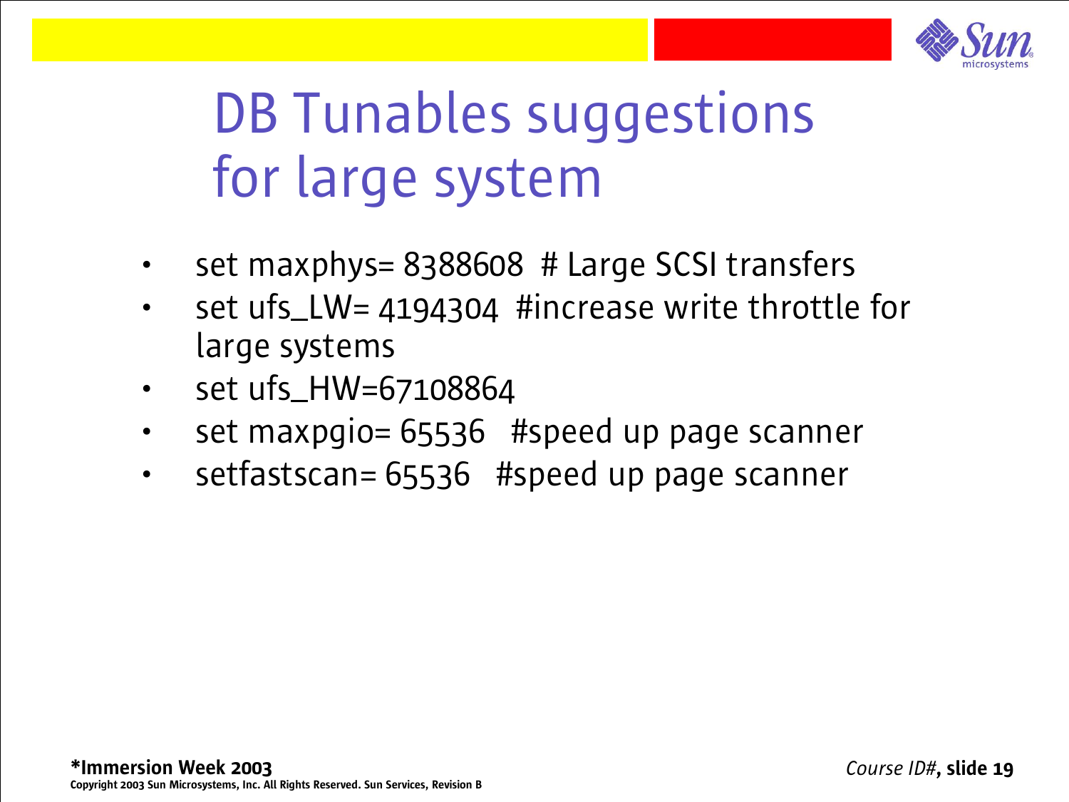# DB Tunables suggestions for large system

- set maxphys= 8388608 # Large SCSI transfers
- set ufs_LW= 4194304 #increase write throttle for large systems
- set ufs_HW=67108864
- set maxpgio= 65536 #speed up page scanner
- setfastscan= 65536 #speed up page scanner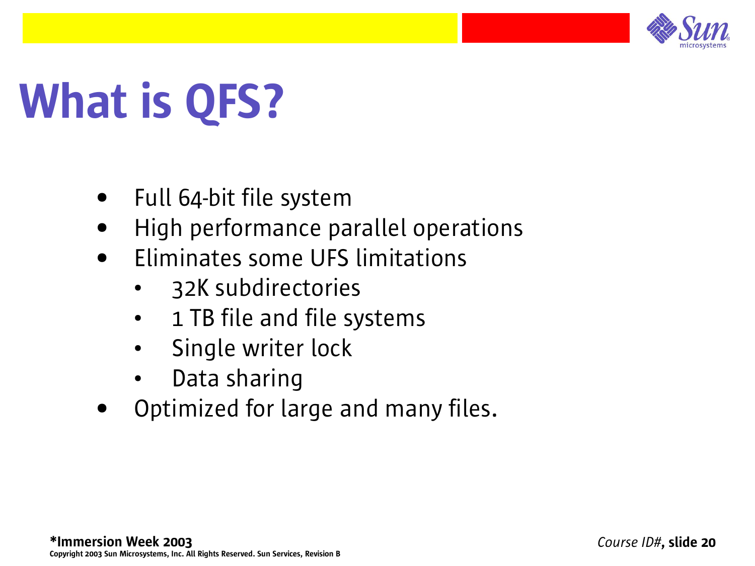# What is QFS?

- Full 64-bit file system
- High performance parallel operations
- Eliminates some UFS limitations
  - 32K subdirectories
  - 1 TB file and file systems
  - Single writer lock
  - Data sharing
- Optimized for large and many files.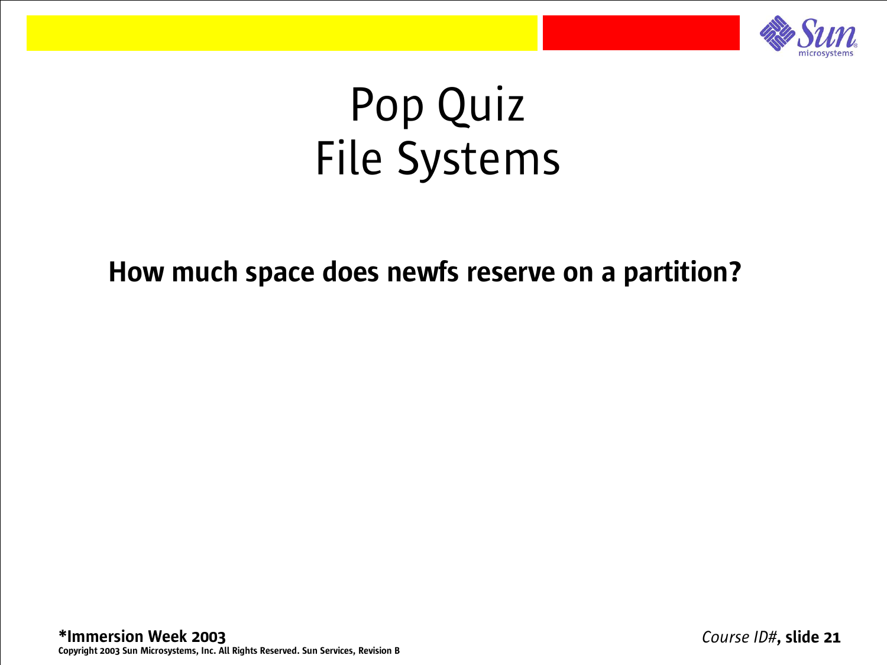# Pop Quiz
# File Systems

**How much space does newfs reserve on a partition?**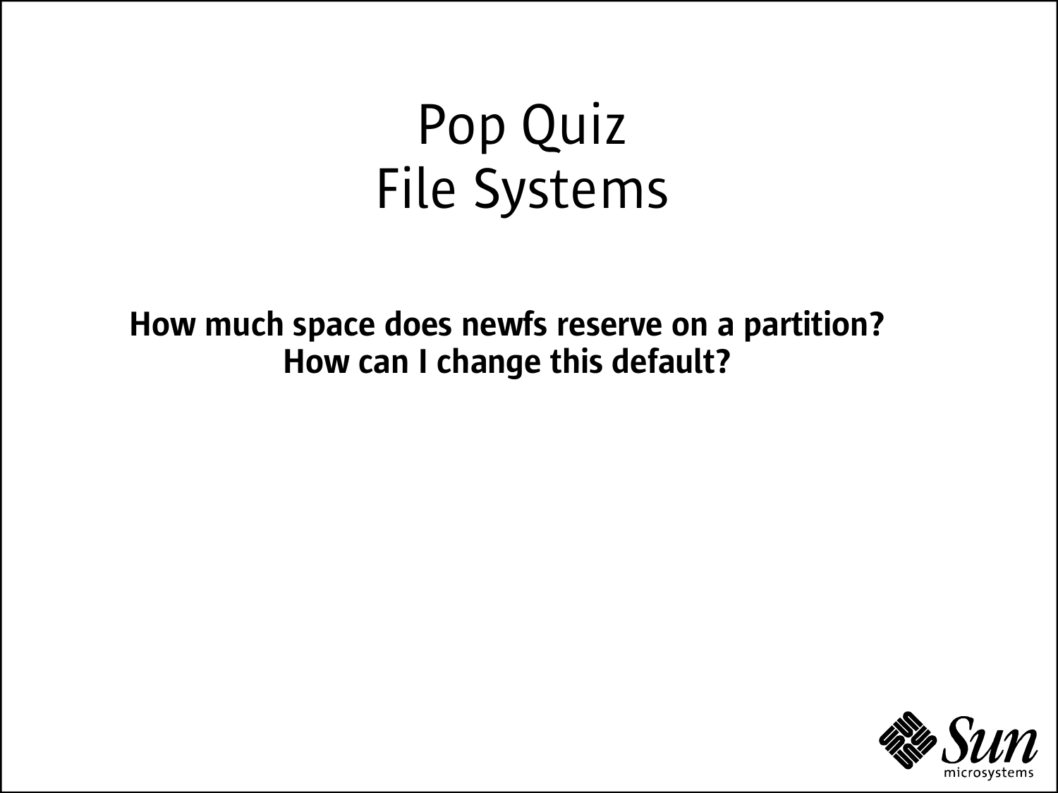# Pop Quiz
# File Systems

**How much space does newfs reserve on a partition?**
**How can I change this default?**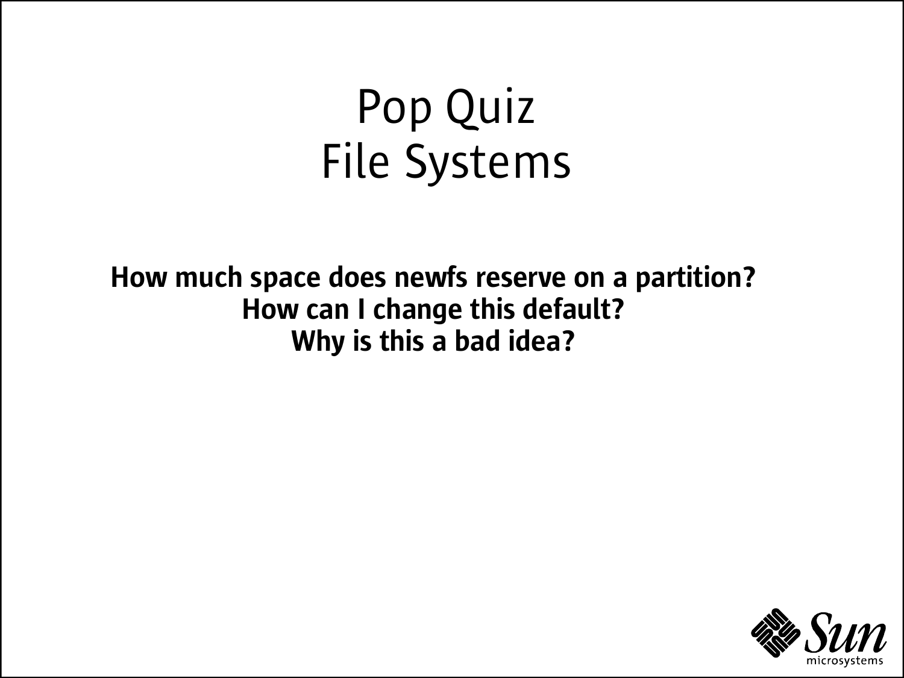# Pop Quiz
# File Systems

**How much space does newfs reserve on a partition?**
**How can I change this default?**
**Why is this a bad idea?**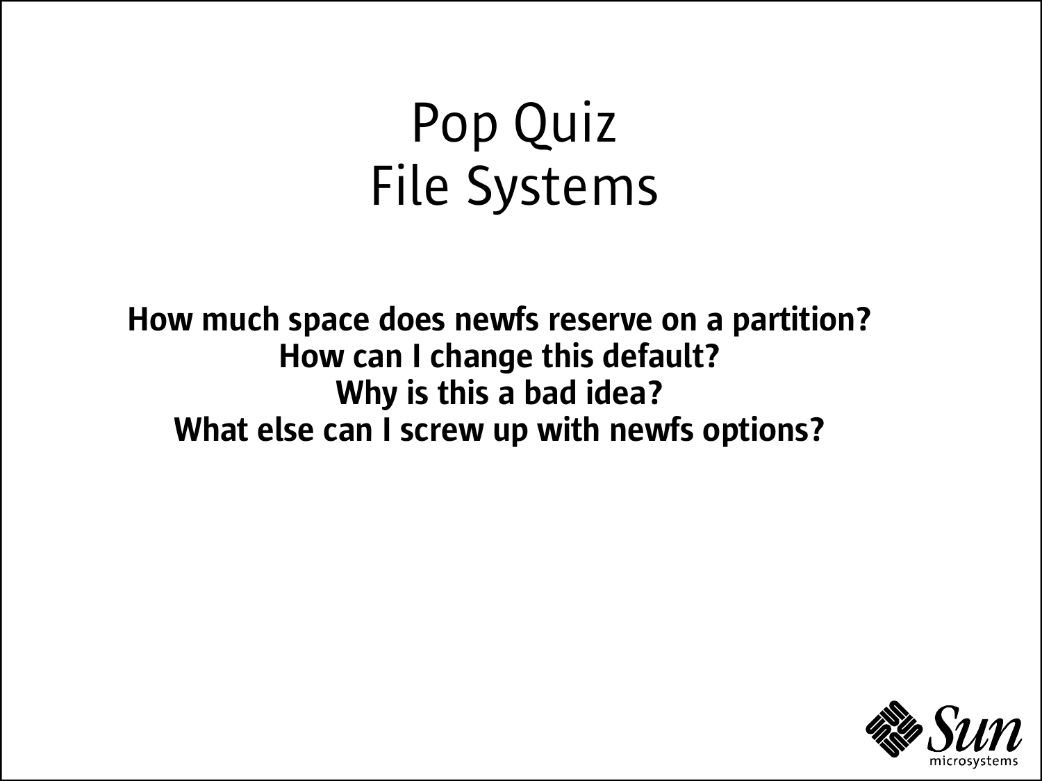# Pop Quiz
# File Systems

**How much space does newfs reserve on a partition?**
**How can I change this default?**
**Why is this a bad idea?**
**What else can I screw up with newfs options?**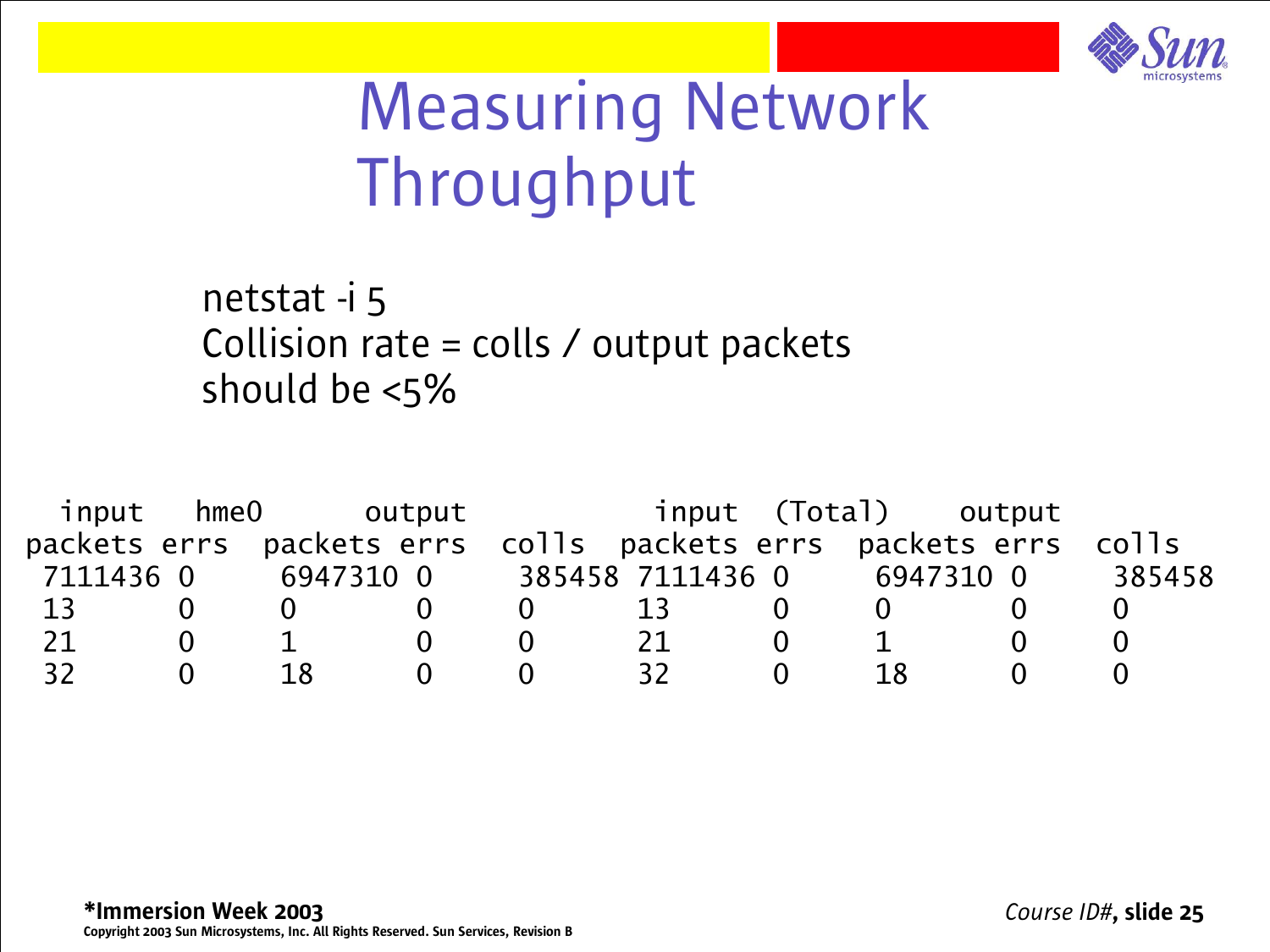# Measuring Network Throughput

netstat -i 5
Collision rate = colls / output packets
should be <5%

```
  input   hme0      output            input  (Total)    output
packets errs  packets errs  colls  packets errs  packets errs  colls
 7111436 0      6947310 0     385458 7111436 0      6947310 0     385458
 13      0      0       0     0      13      0      0       0     0
 21      0      1       0     0      21      0      1       0     0
 32      0      18      0     0      32      0      18      0     0
```

**\*Immersion Week 2003**
Copyright 2003 Sun Microsystems, Inc. All Rights Reserved. Sun Services, Revision B

*Course ID#*, **slide 25**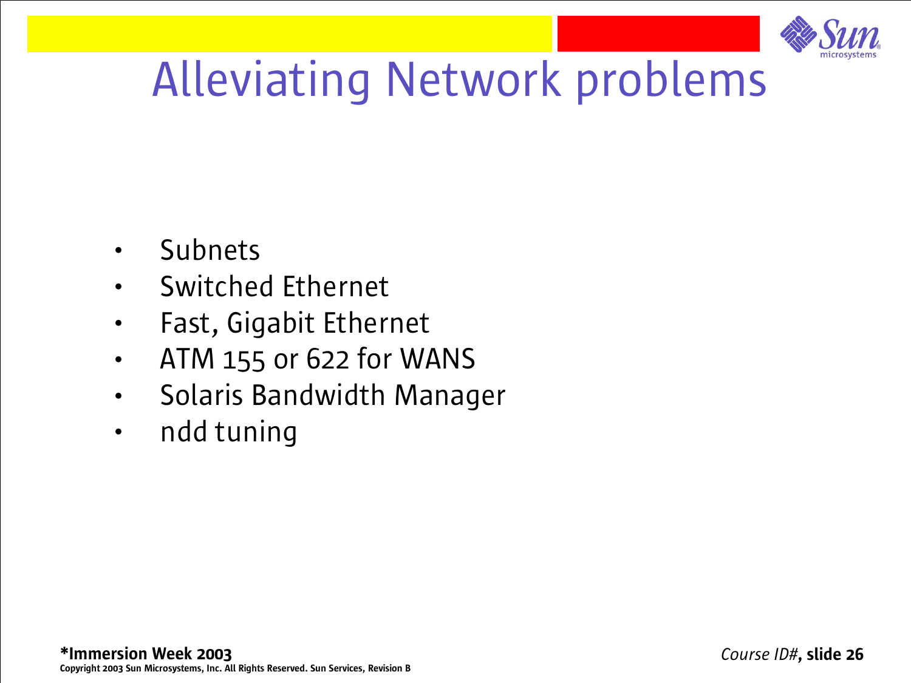# Alleviating Network problems

- Subnets
- Switched Ethernet
- Fast, Gigabit Ethernet
- ATM 155 or 622 for WANS
- Solaris Bandwidth Manager
- ndd tuning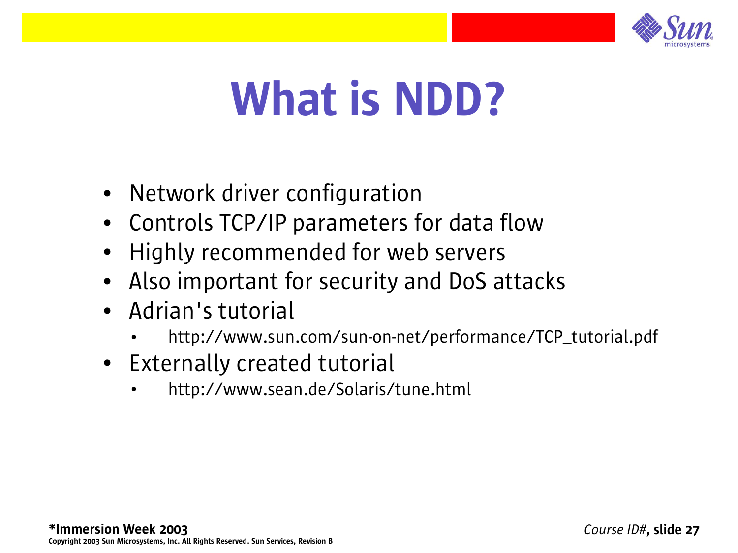# What is NDD?

- Network driver configuration
- Controls TCP/IP parameters for data flow
- Highly recommended for web servers
- Also important for security and DoS attacks
- Adrian's tutorial
  - http://www.sun.com/sun-on-net/performance/TCP_tutorial.pdf
- Externally created tutorial
  - http://www.sean.de/Solaris/tune.html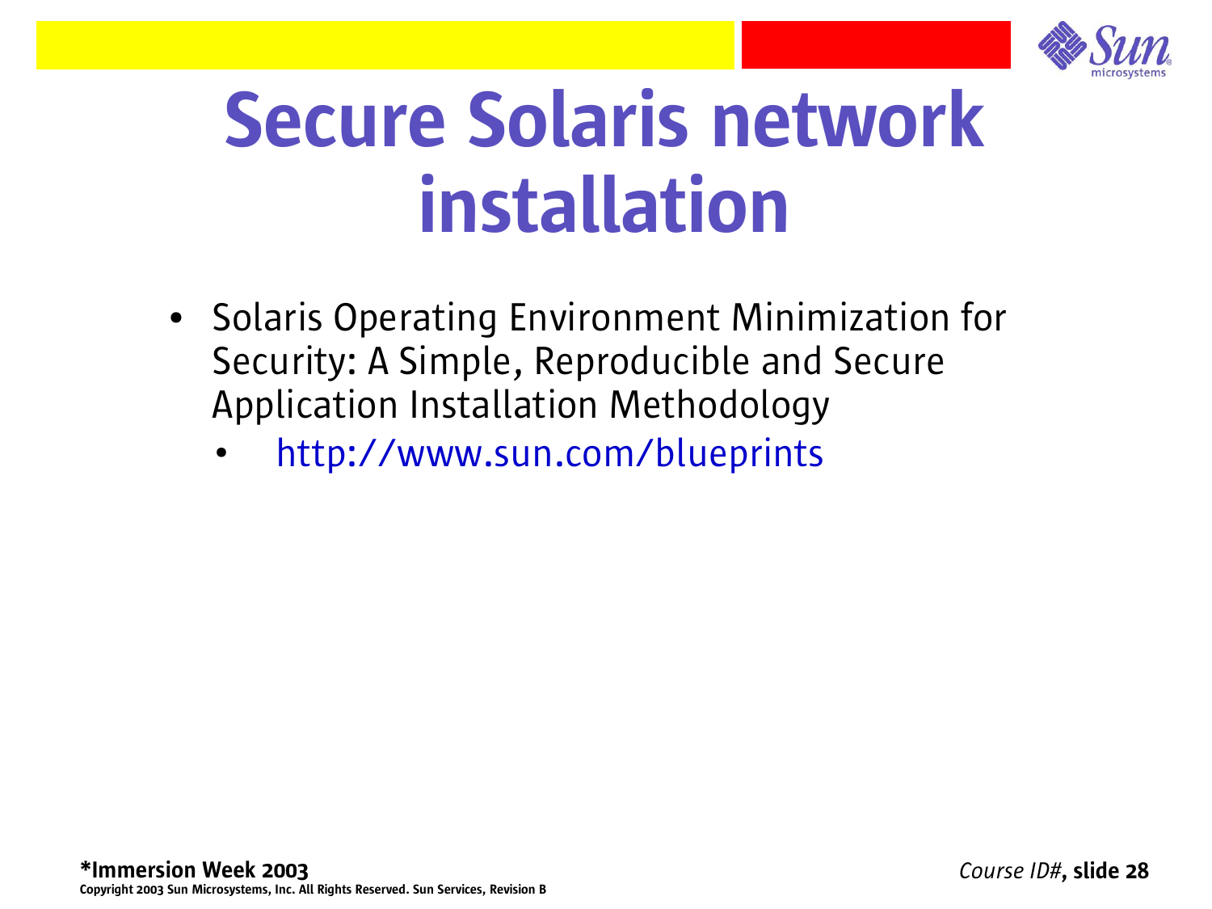# Secure Solaris network installation

- Solaris Operating Environment Minimization for Security: A Simple, Reproducible and Secure Application Installation Methodology
  - http://www.sun.com/blueprints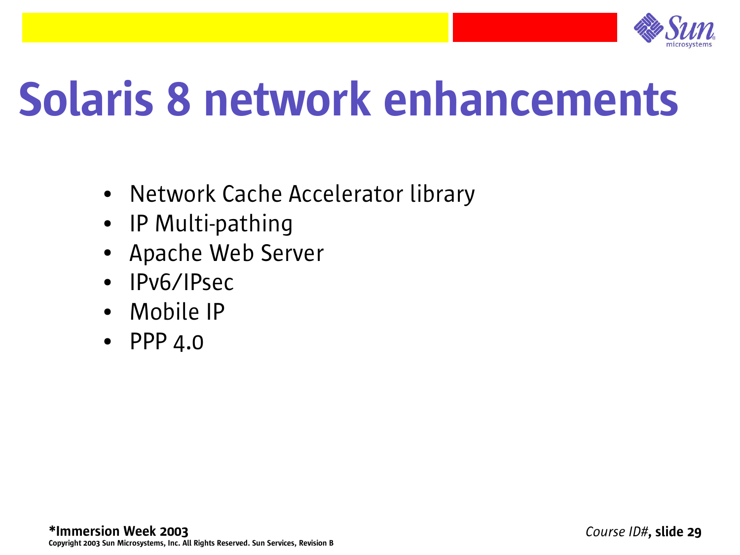# Solaris 8 network enhancements

- Network Cache Accelerator library
- IP Multi-pathing
- Apache Web Server
- IPv6/IPsec
- Mobile IP
- PPP 4.0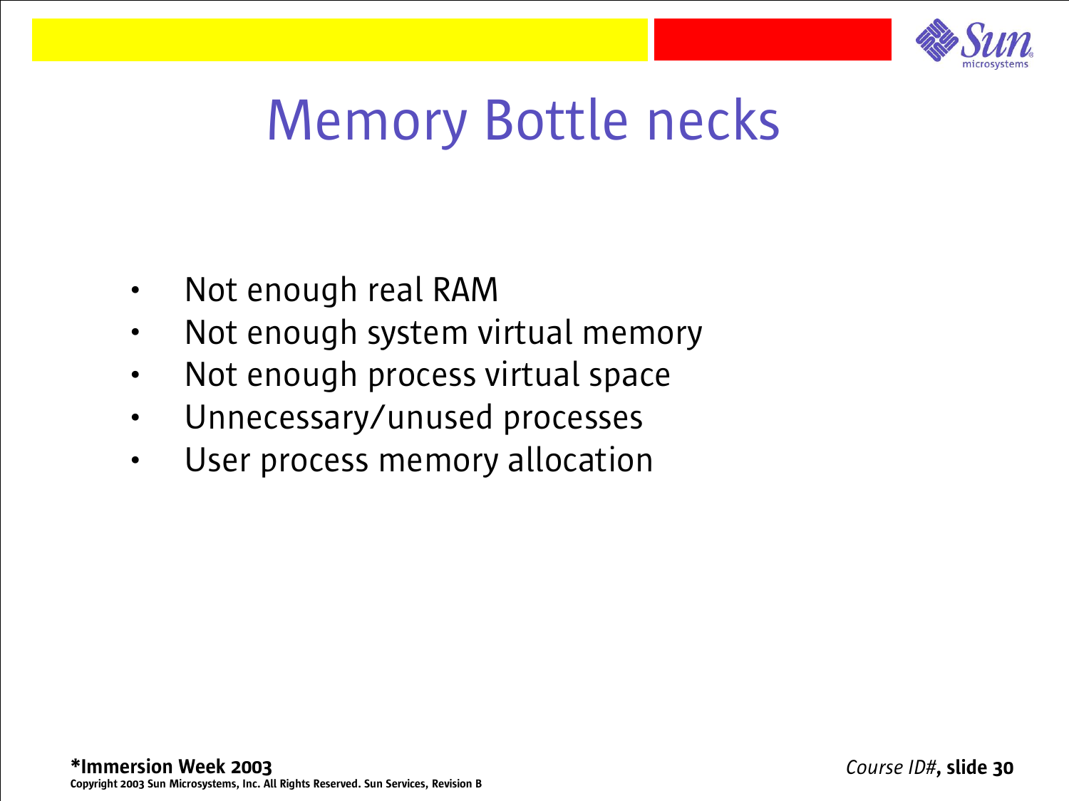# Memory Bottle necks

- Not enough real RAM
- Not enough system virtual memory
- Not enough process virtual space
- Unnecessary/unused processes
- User process memory allocation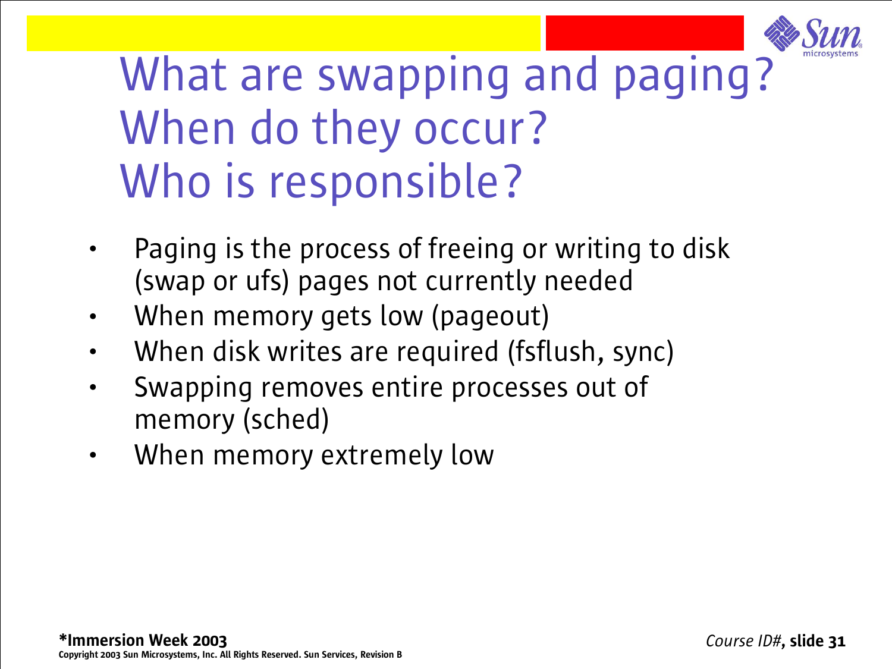# What are swapping and paging? When do they occur? Who is responsible?

- Paging is the process of freeing or writing to disk (swap or ufs) pages not currently needed
- When memory gets low (pageout)
- When disk writes are required (fsflush, sync)
- Swapping removes entire processes out of memory (sched)
- When memory extremely low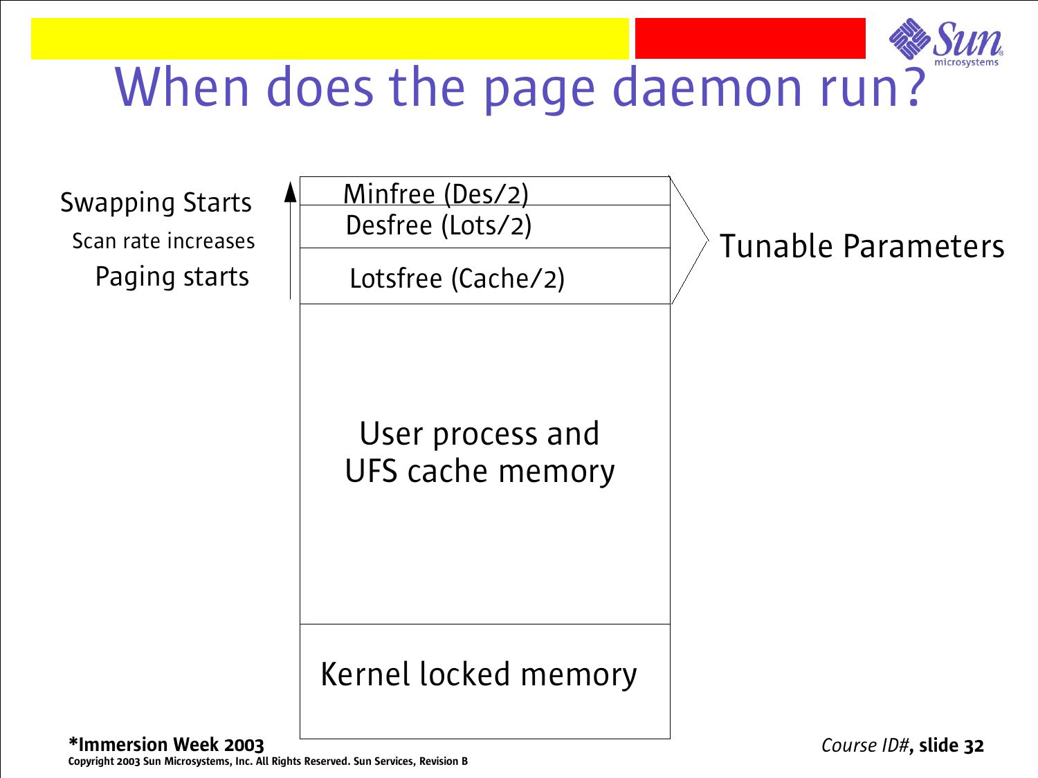# When does the page daemon run?

| | Memory region |
|---|---|
| Swapping Starts | Minfree (Des/2) |
| Scan rate increases | Desfree (Lots/2) |
| Paging starts | Lotsfree (Cache/2) |
| | User process and UFS cache memory |
| | Kernel locked memory |

Minfree, Desfree, and Lotsfree: Tunable Parameters

**\*Immersion Week 2003**

**Copyright 2003 Sun Microsystems, Inc. All Rights Reserved. Sun Services, Revision B**

*Course ID#*, **slide 32**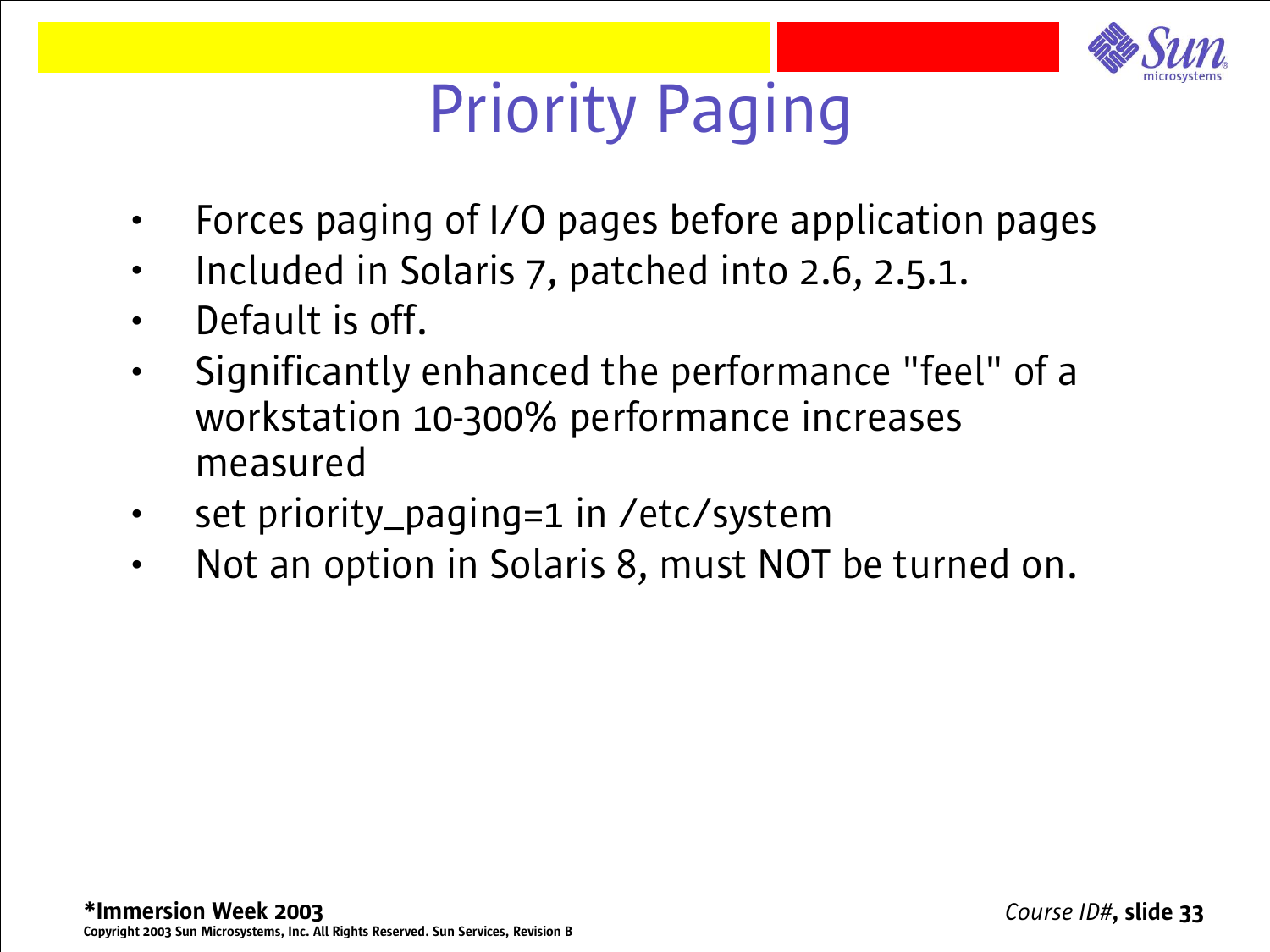# Priority Paging

- Forces paging of I/O pages before application pages
- Included in Solaris 7, patched into 2.6, 2.5.1.
- Default is off.
- Significantly enhanced the performance "feel" of a workstation 10-300% performance increases measured
- set priority_paging=1 in /etc/system
- Not an option in Solaris 8, must NOT be turned on.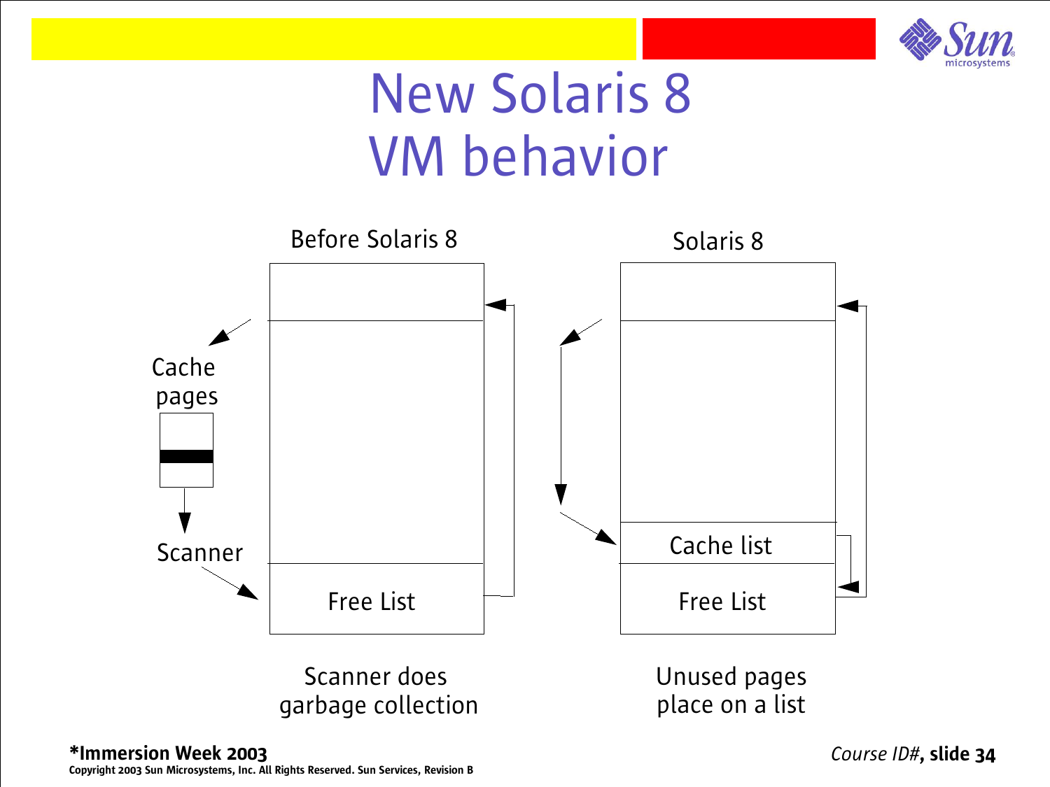# New Solaris 8 VM behavior

Before Solaris 8

Cache pages

Scanner

Free List

Scanner does garbage collection

Solaris 8

Cache list

Free List

Unused pages place on a list

**\*Immersion Week 2003**

**Copyright 2003 Sun Microsystems, Inc. All Rights Reserved. Sun Services, Revision B**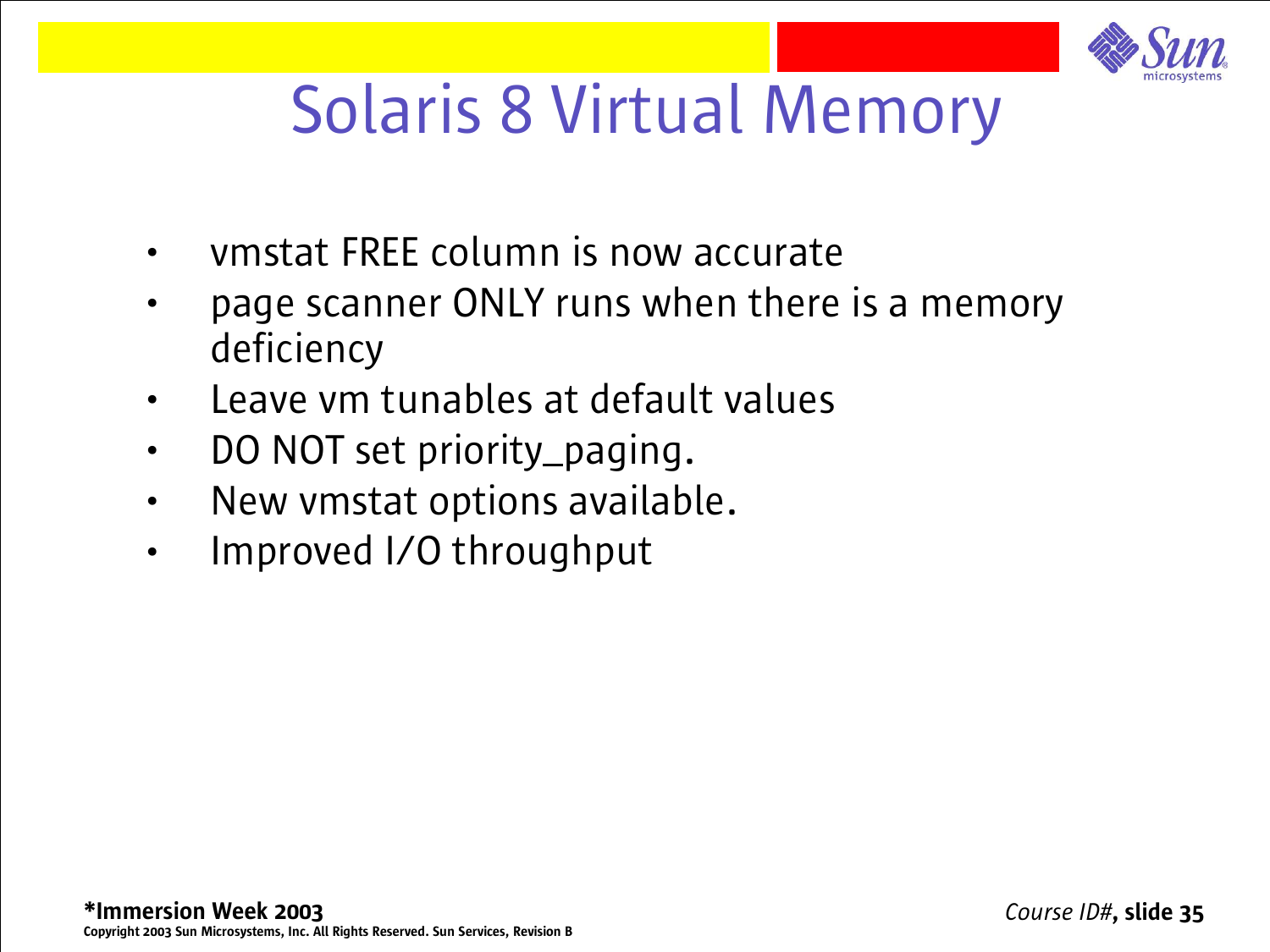# Solaris 8 Virtual Memory

- vmstat FREE column is now accurate
- page scanner ONLY runs when there is a memory deficiency
- Leave vm tunables at default values
- DO NOT set priority_paging.
- New vmstat options available.
- Improved I/O throughput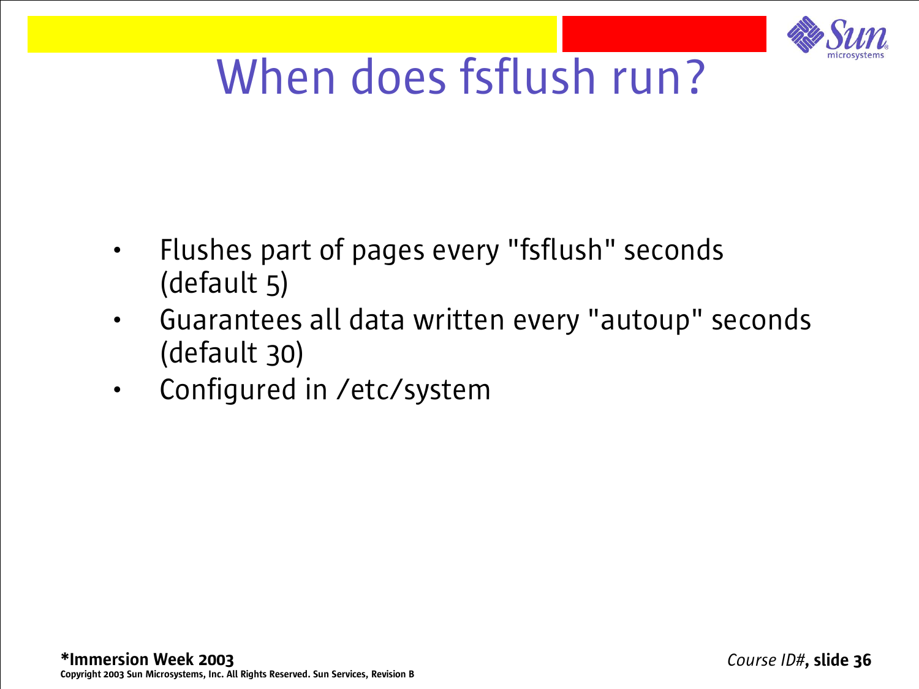# When does fsflush run?

- Flushes part of pages every "fsflush" seconds (default 5)
- Guarantees all data written every "autoup" seconds (default 30)
- Configured in /etc/system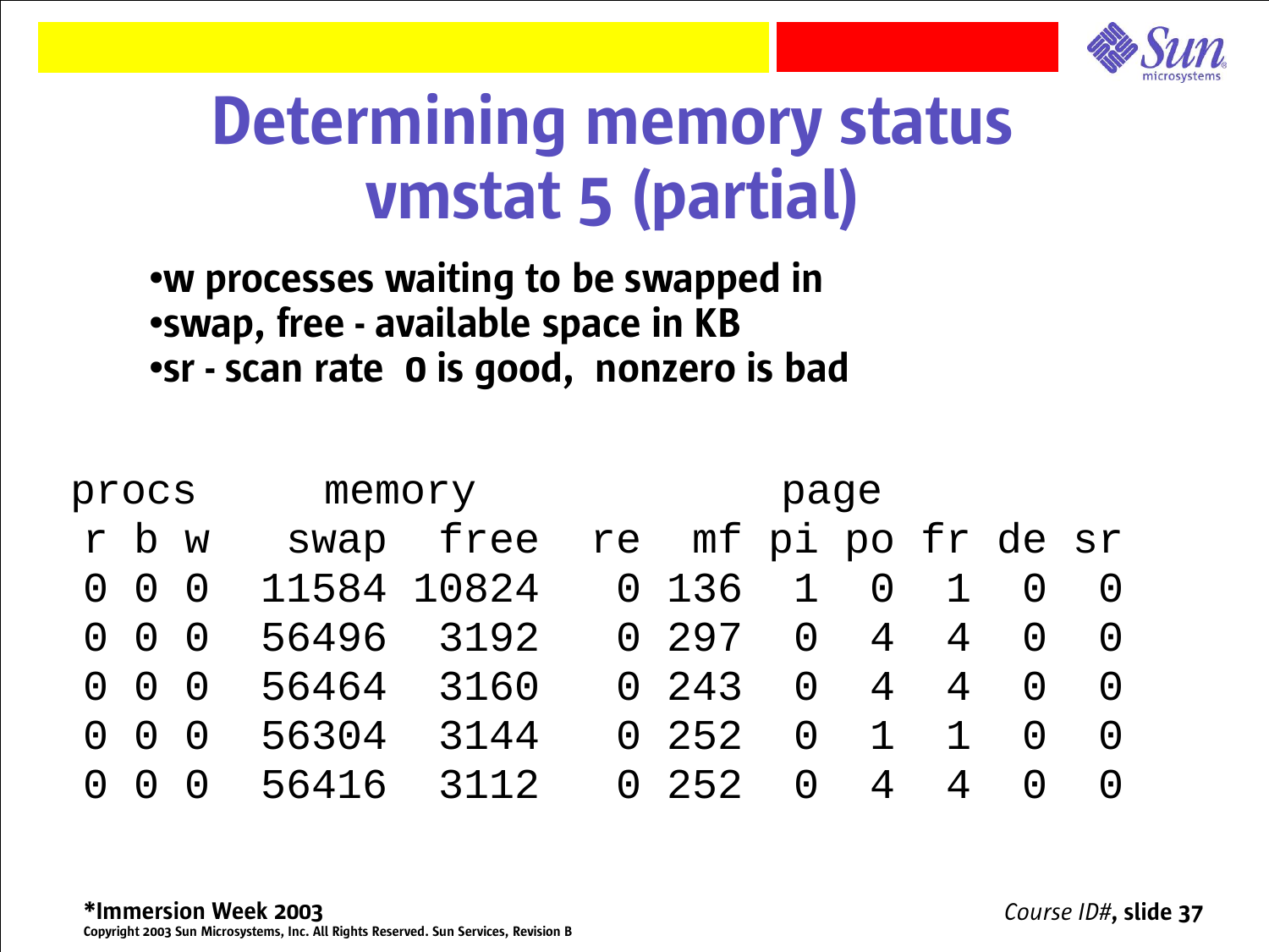# Determining memory status vmstat 5 (partial)

- w processes waiting to be swapped in
- swap, free - available space in KB
- sr - scan rate 0 is good, nonzero is bad

```
procs     memory              page
 r b w   swap  free  re  mf pi po fr de sr
 0 0 0  11584 10824   0 136  1  0  1  0  0
 0 0 0  56496  3192   0 297  0  4  4  0  0
 0 0 0  56464  3160   0 243  0  4  4  0  0
 0 0 0  56304  3144   0 252  0  1  1  0  0
 0 0 0  56416  3112   0 252  0  4  4  0  0
```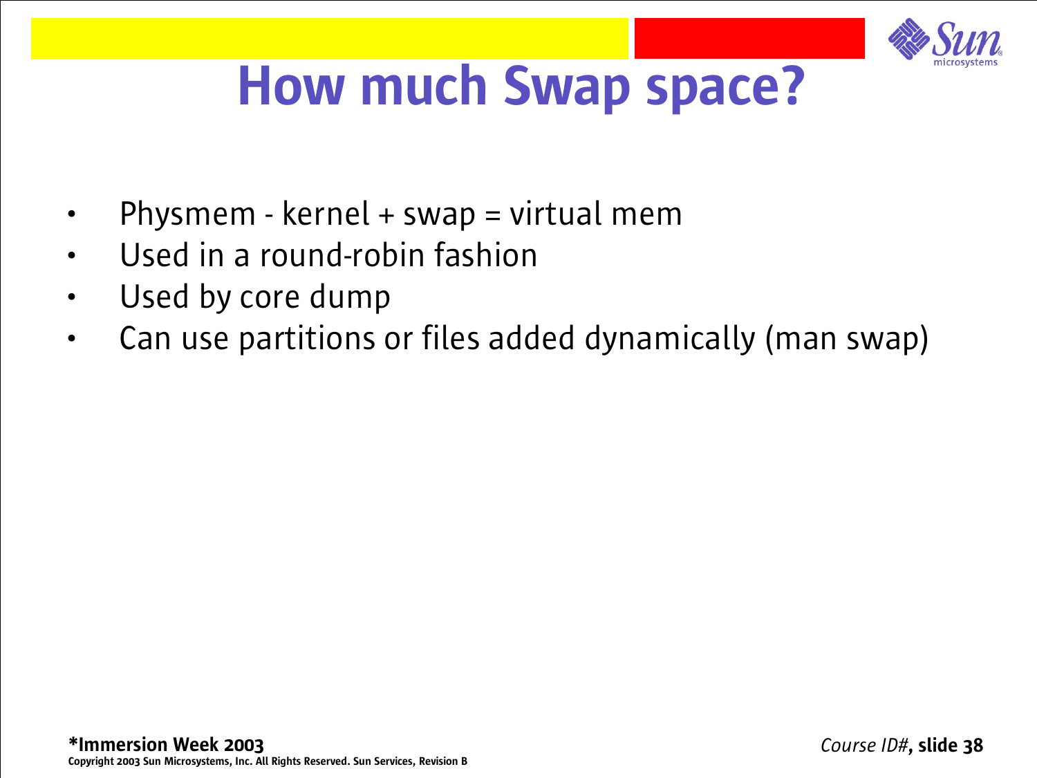# How much Swap space?

- Physmem - kernel + swap = virtual mem
- Used in a round-robin fashion
- Used by core dump
- Can use partitions or files added dynamically (man swap)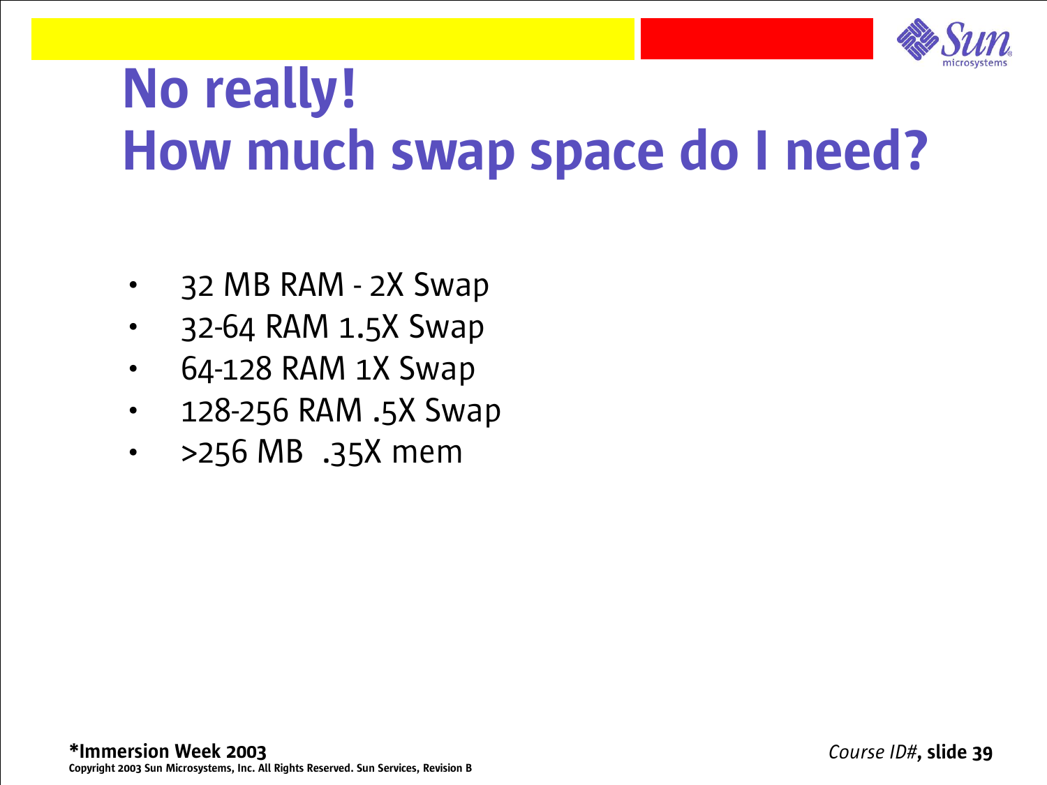# No really!
# How much swap space do I need?

- 32 MB RAM - 2X Swap
- 32-64 RAM 1.5X Swap
- 64-128 RAM 1X Swap
- 128-256 RAM .5X Swap
- >256 MB  .35X mem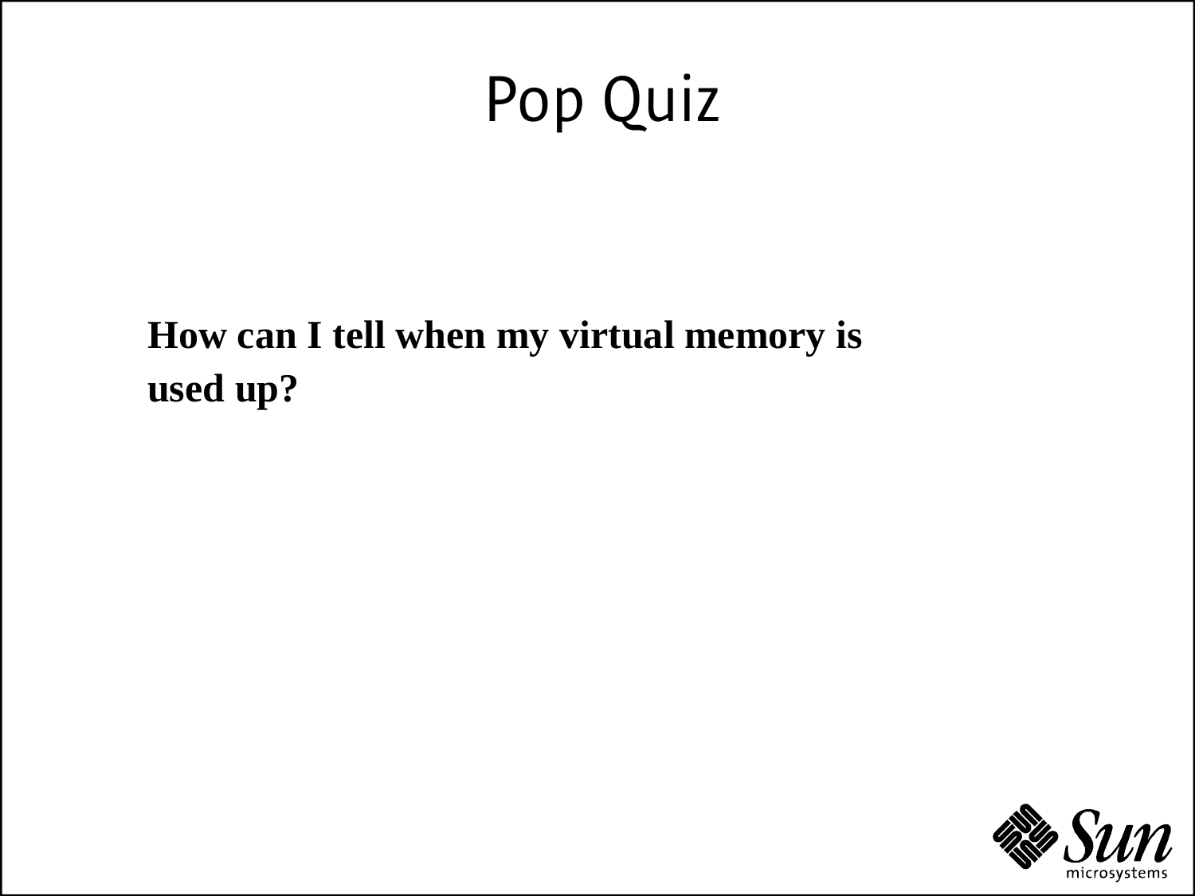# Pop Quiz

**How can I tell when my virtual memory is used up?**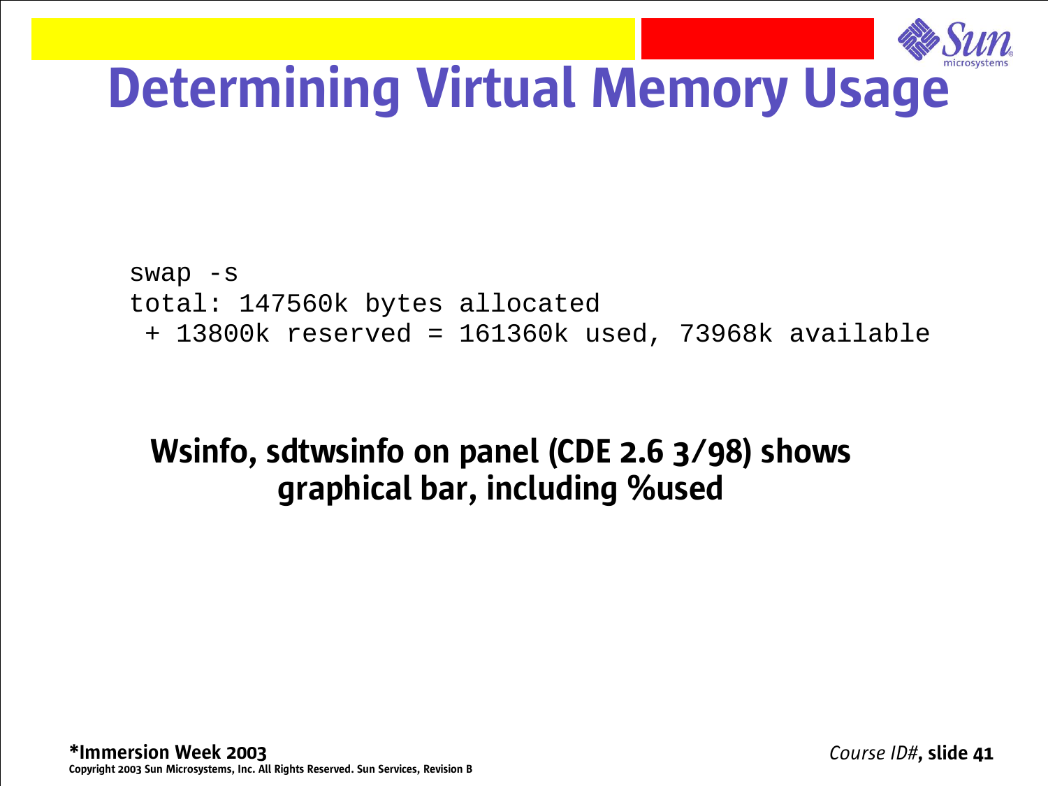# Determining Virtual Memory Usage

```
swap -s
total: 147560k bytes allocated
 + 13800k reserved = 161360k used, 73968k available
```

**Wsinfo, sdtwsinfo on panel (CDE 2.6 3/98) shows graphical bar, including %used**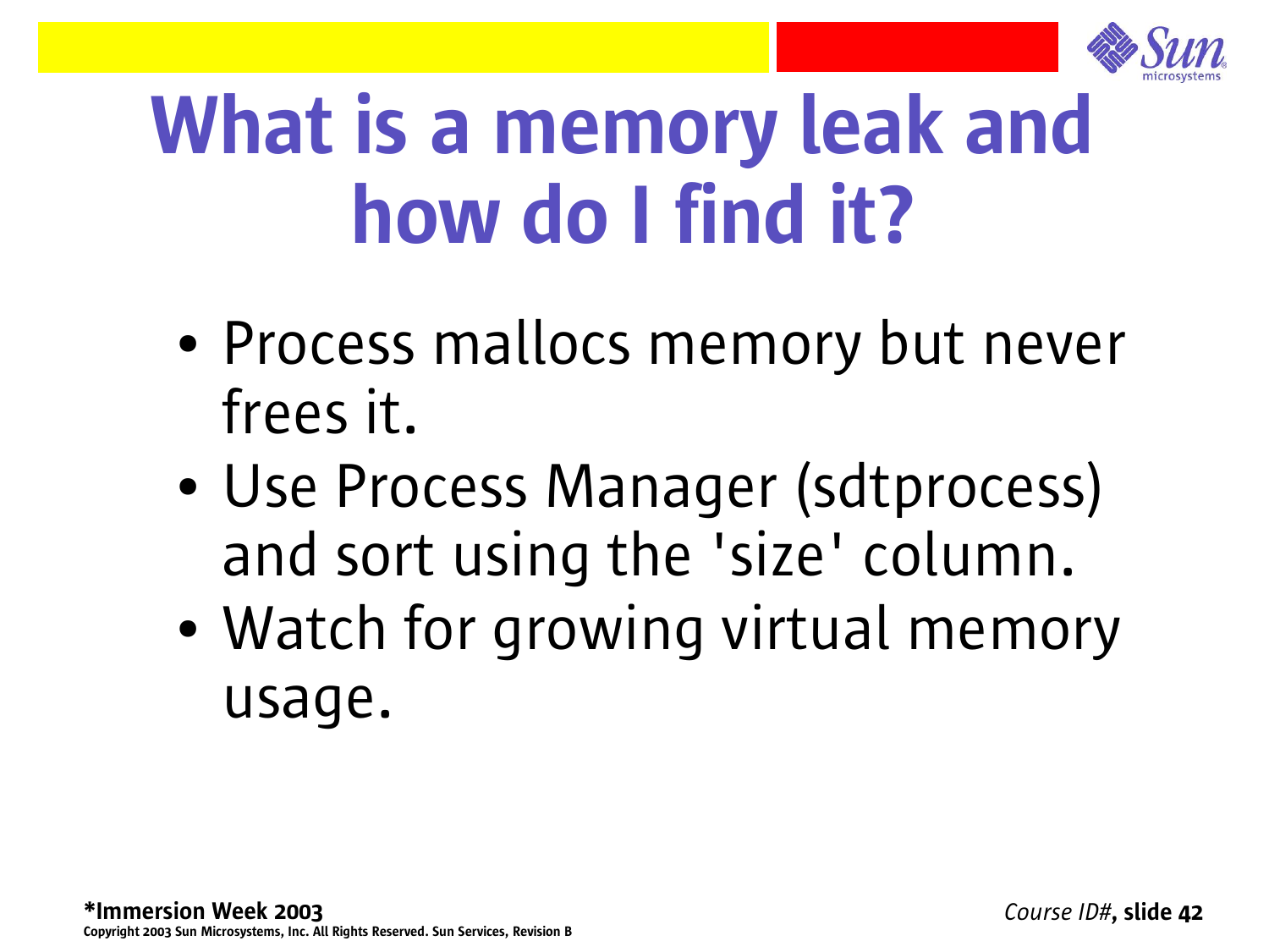# What is a memory leak and how do I find it?

- Process mallocs memory but never frees it.
- Use Process Manager (sdtprocess) and sort using the 'size' column.
- Watch for growing virtual memory usage.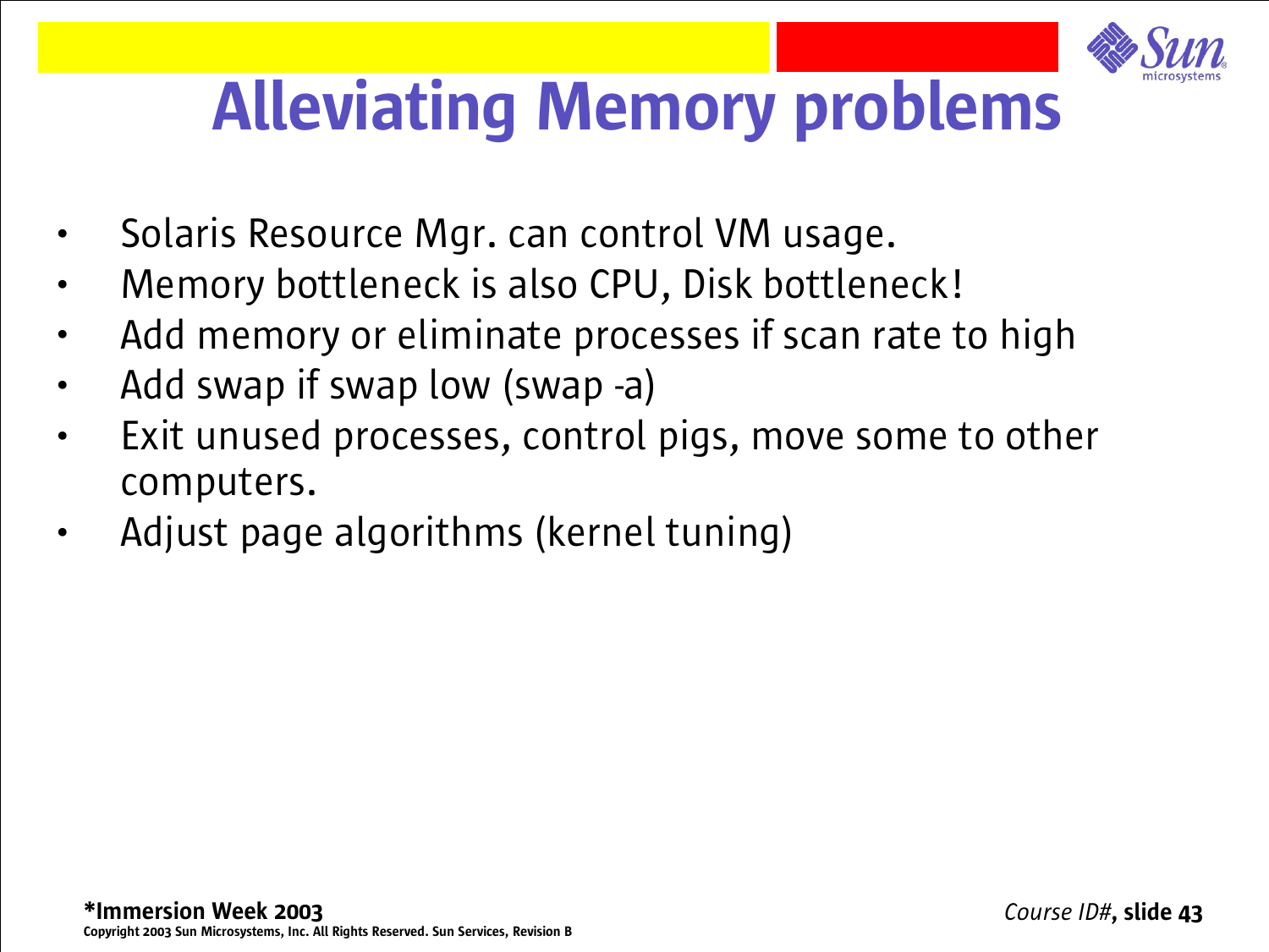# Alleviating Memory problems

- Solaris Resource Mgr. can control VM usage.
- Memory bottleneck is also CPU, Disk bottleneck!
- Add memory or eliminate processes if scan rate to high
- Add swap if swap low (swap -a)
- Exit unused processes, control pigs, move some to other computers.
- Adjust page algorithms (kernel tuning)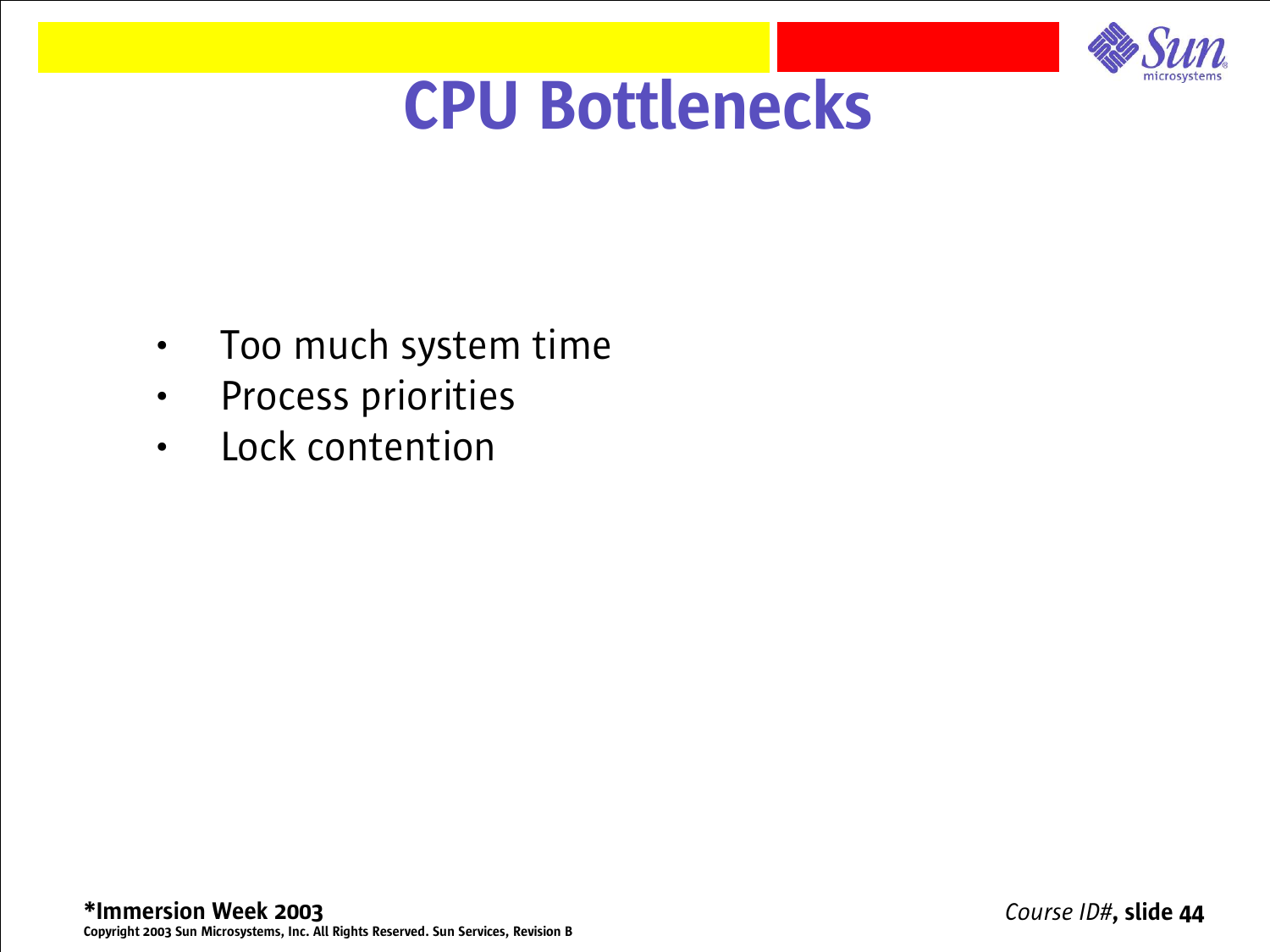# CPU Bottlenecks

- Too much system time
- Process priorities
- Lock contention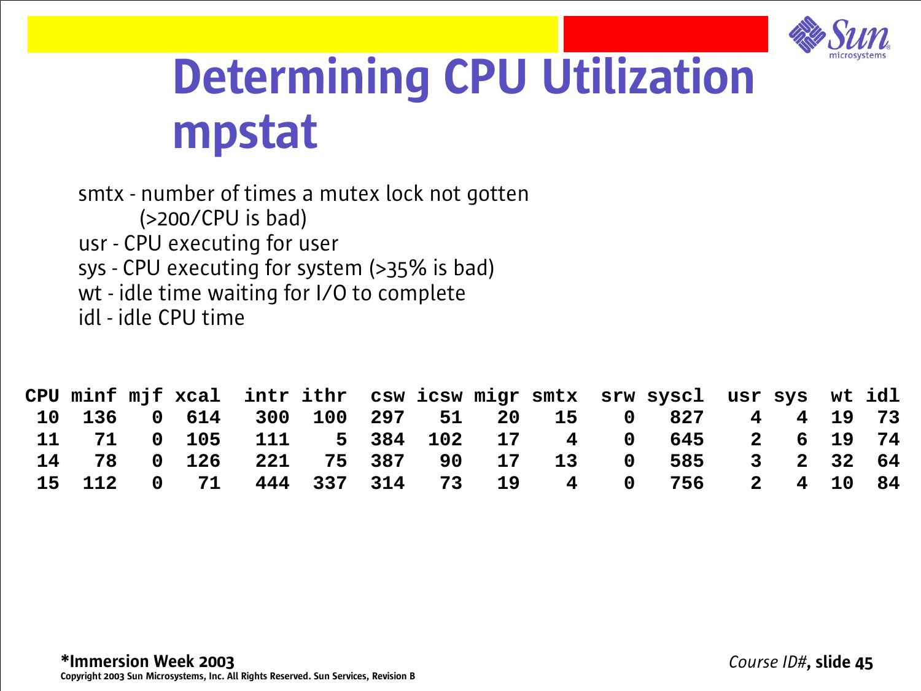# Determining CPU Utilization mpstat

smtx - number of times a mutex lock not gotten
(>200/CPU is bad)
usr - CPU executing for user
sys - CPU executing for system (>35% is bad)
wt - idle time waiting for I/O to complete
idl - idle CPU time

```
CPU minf mjf xcal  intr ithr  csw icsw migr smtx  srw syscl  usr sys  wt idl
 10  136   0  614   300  100  297   51   20   15    0   827    4   4  19  73
 11   71   0  105   111    5  384  102   17    4    0   645    2   6  19  74
 14   78   0  126   221   75  387   90   17   13    0   585    3   2  32  64
 15  112   0   71   444  337  314   73   19    4    0   756    2   4  10  84
```

**\*Immersion Week 2003**

**Copyright 2003 Sun Microsystems, Inc. All Rights Reserved. Sun Services, Revision B**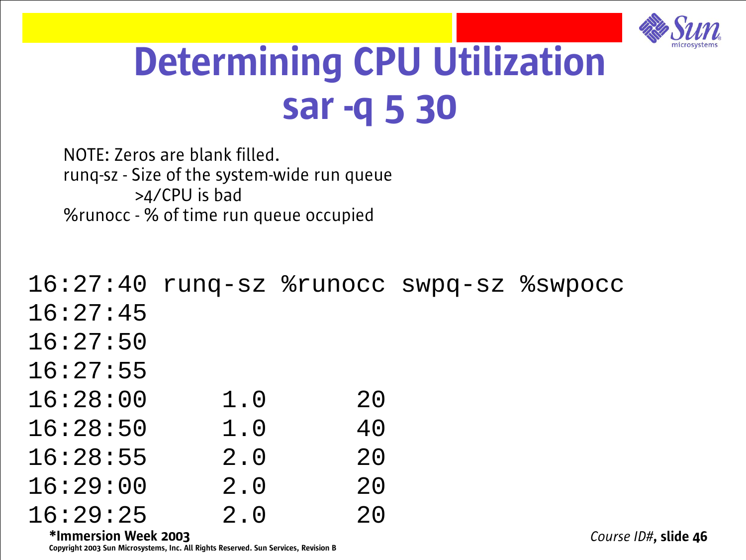# Determining CPU Utilization sar -q 5 30

NOTE: Zeros are blank filled.
runq-sz - Size of the system-wide run queue
    >4/CPU is bad
%runocc - % of time run queue occupied

```
16:27:40 runq-sz %runocc swpq-sz %swpocc
16:27:45
16:27:50
16:27:55
16:28:00      1.0       20
16:28:50      1.0       40
16:28:55      2.0       20
16:29:00      2.0       20
16:29:25      2.0       20
```

**\*Immersion Week 2003**

Copyright 2003 Sun Microsystems, Inc. All Rights Reserved. Sun Services, Revision B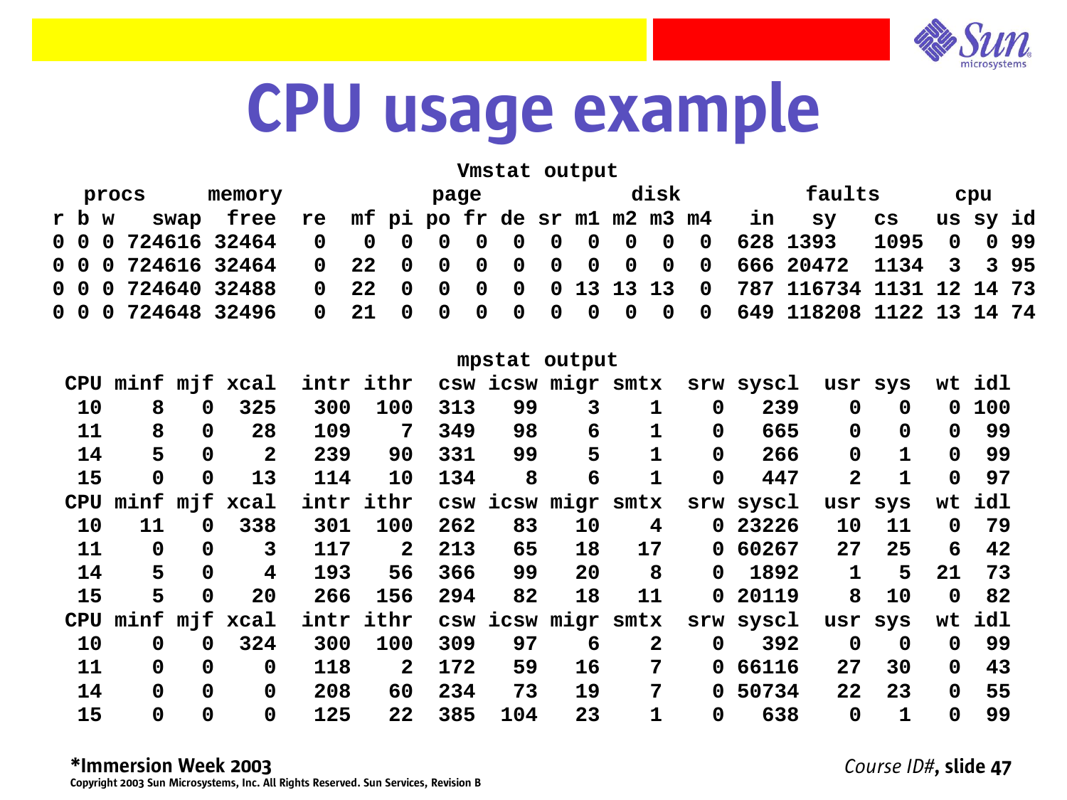# CPU usage example

**Vmstat output**

| procs | | | memory | | page | | | | | | | disk | | | | faults | | | cpu | | |
|---|---|---|---|---|---|---|---|---|---|---|---|---|---|---|---|---|---|---|---|---|---|
| r | b | w | swap | free | re | mf | pi | po | fr | de | sr | m1 | m2 | m3 | m4 | in | sy | cs | us | sy | id |
| 0 | 0 | 0 | 724616 | 32464 | 0 | 0 | 0 | 0 | 0 | 0 | 0 | 0 | 0 | 0 | 0 | 628 | 1393 | 1095 | 0 | 0 | 99 |
| 0 | 0 | 0 | 724616 | 32464 | 0 | 22 | 0 | 0 | 0 | 0 | 0 | 0 | 0 | 0 | 0 | 666 | 20472 | 1134 | 3 | 3 | 95 |
| 0 | 0 | 0 | 724640 | 32488 | 0 | 22 | 0 | 0 | 0 | 0 | 0 | 13 | 13 | 13 | 0 | 787 | 116734 | 1131 | 12 | 14 | 73 |
| 0 | 0 | 0 | 724648 | 32496 | 0 | 21 | 0 | 0 | 0 | 0 | 0 | 0 | 0 | 0 | 0 | 649 | 118208 | 1122 | 13 | 14 | 74 |

**mpstat output**

| CPU | minf | mjf | xcal | intr | ithr | csw | icsw | migr | smtx | srw | syscl | usr | sys | wt | idl |
|---|---|---|---|---|---|---|---|---|---|---|---|---|---|---|---|
| 10 | 8 | 0 | 325 | 300 | 100 | 313 | 99 | 3 | 1 | 0 | 239 | 0 | 0 | 0 | 100 |
| 11 | 8 | 0 | 28 | 109 | 7 | 349 | 98 | 6 | 1 | 0 | 665 | 0 | 0 | 0 | 99 |
| 14 | 5 | 0 | 2 | 239 | 90 | 331 | 99 | 5 | 1 | 0 | 266 | 0 | 1 | 0 | 99 |
| 15 | 0 | 0 | 13 | 114 | 10 | 134 | 8 | 6 | 1 | 0 | 447 | 2 | 1 | 0 | 97 |
| CPU | minf | mjf | xcal | intr | ithr | csw | icsw | migr | smtx | srw | syscl | usr | sys | wt | idl |
| 10 | 11 | 0 | 338 | 301 | 100 | 262 | 83 | 10 | 4 | 0 | 23226 | 10 | 11 | 0 | 79 |
| 11 | 0 | 0 | 3 | 117 | 2 | 213 | 65 | 18 | 17 | 0 | 60267 | 27 | 25 | 6 | 42 |
| 14 | 5 | 0 | 4 | 193 | 56 | 366 | 99 | 20 | 8 | 0 | 1892 | 1 | 5 | 21 | 73 |
| 15 | 5 | 0 | 20 | 266 | 156 | 294 | 82 | 18 | 11 | 0 | 20119 | 8 | 10 | 0 | 82 |
| CPU | minf | mjf | xcal | intr | ithr | csw | icsw | migr | smtx | srw | syscl | usr | sys | wt | idl |
| 10 | 0 | 0 | 324 | 300 | 100 | 309 | 97 | 6 | 2 | 0 | 392 | 0 | 0 | 0 | 99 |
| 11 | 0 | 0 | 0 | 118 | 2 | 172 | 59 | 16 | 7 | 0 | 66116 | 27 | 30 | 0 | 43 |
| 14 | 0 | 0 | 0 | 208 | 60 | 234 | 73 | 19 | 7 | 0 | 50734 | 22 | 23 | 0 | 55 |
| 15 | 0 | 0 | 0 | 125 | 22 | 385 | 104 | 23 | 1 | 0 | 638 | 0 | 1 | 0 | 99 |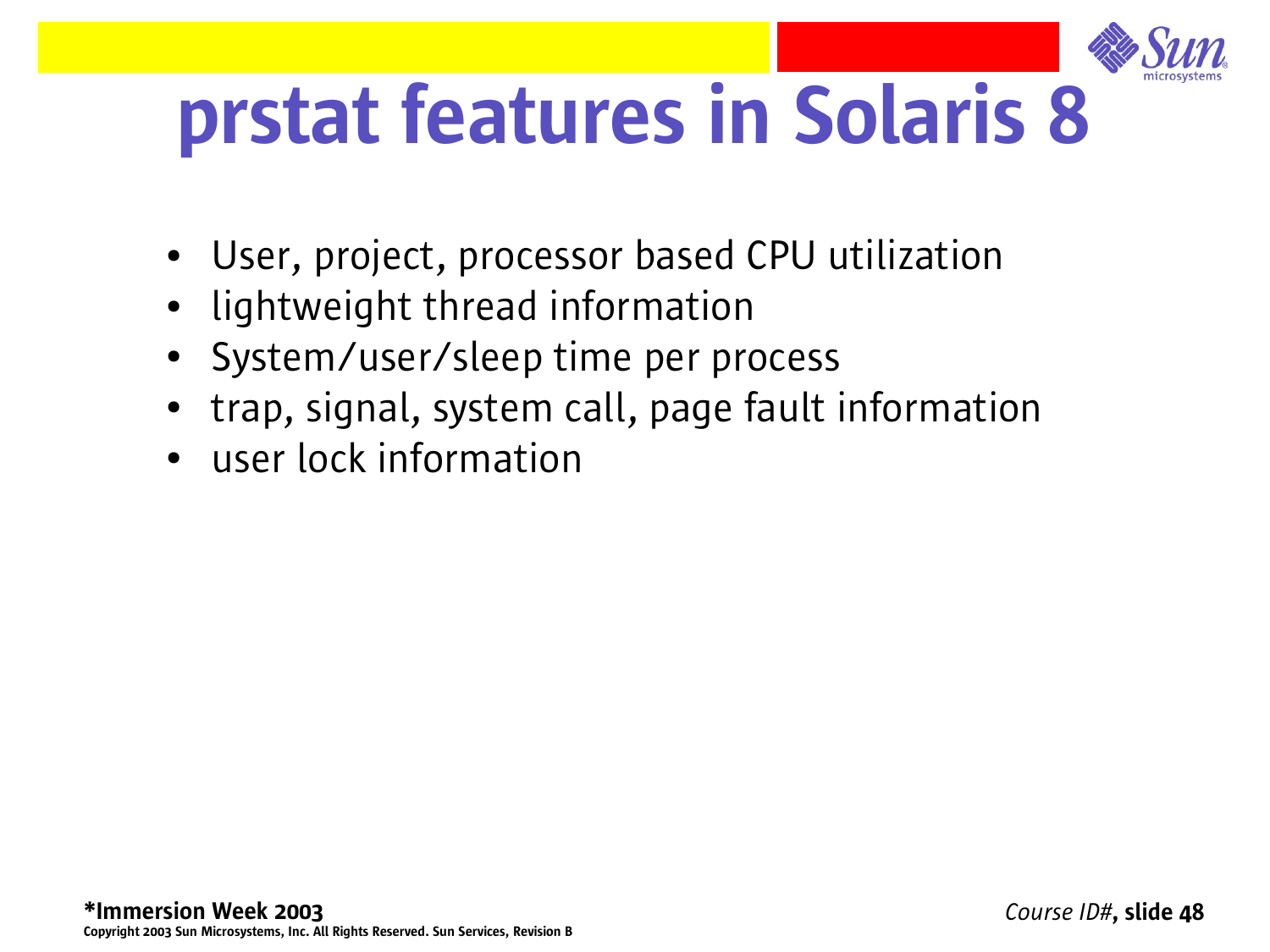# prstat features in Solaris 8

- User, project, processor based CPU utilization
- lightweight thread information
- System/user/sleep time per process
- trap, signal, system call, page fault information
- user lock information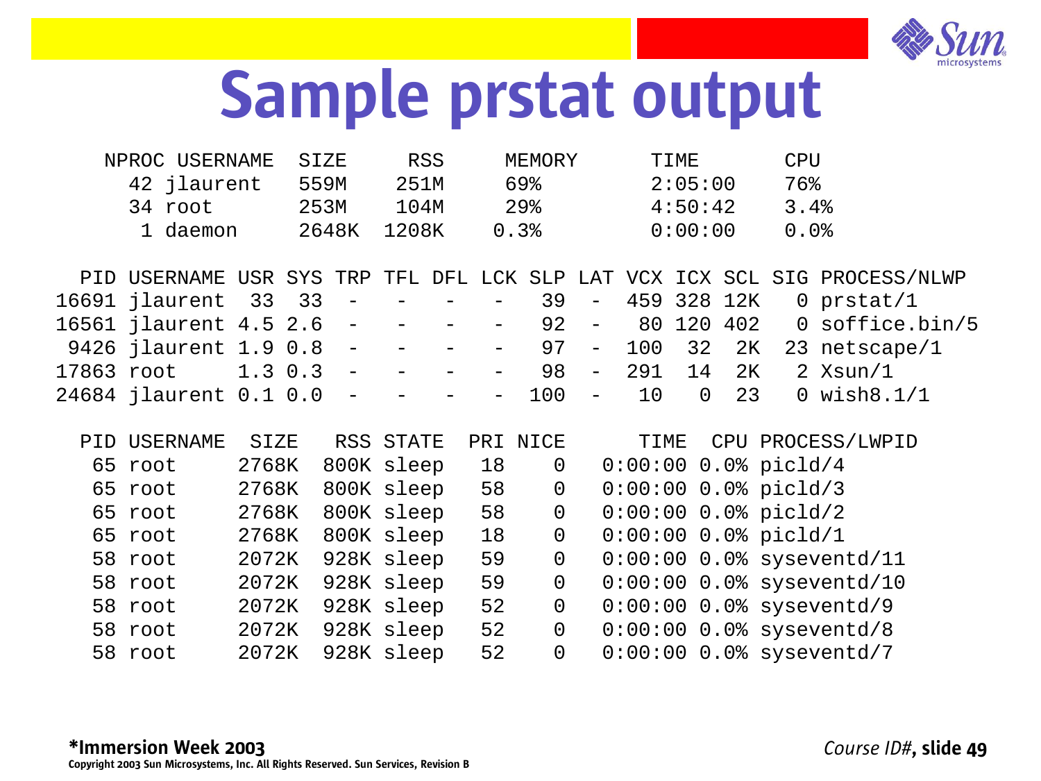# Sample prstat output

```
NPROC USERNAME  SIZE    RSS     MEMORY      TIME       CPU
   42 jlaurent  559M    251M     69%        2:05:00    76%
   34 root      253M    104M     29%        4:50:42    3.4%
    1 daemon    2648K  1208K    0.3%        0:00:00    0.0%

  PID USERNAME USR SYS TRP TFL DFL LCK SLP LAT VCX ICX SCL SIG PROCESS/NLWP
16691 jlaurent  33  33  -   -   -   -   39  -  459 328 12K   0 prstat/1
16561 jlaurent 4.5 2.6  -   -   -   -   92  -   80 120 402   0 soffice.bin/5
 9426 jlaurent 1.9 0.8  -   -   -   -   97  -  100  32  2K  23 netscape/1
17863 root     1.3 0.3  -   -   -   -   98  -  291  14  2K   2 Xsun/1
24684 jlaurent 0.1 0.0  -   -   -   -  100  -   10   0  23   0 wish8.1/1

  PID USERNAME  SIZE   RSS STATE  PRI NICE      TIME  CPU PROCESS/LWPID
   65 root     2768K  800K sleep   18    0   0:00:00 0.0% picld/4
   65 root     2768K  800K sleep   58    0   0:00:00 0.0% picld/3
   65 root     2768K  800K sleep   58    0   0:00:00 0.0% picld/2
   65 root     2768K  800K sleep   18    0   0:00:00 0.0% picld/1
   58 root     2072K  928K sleep   59    0   0:00:00 0.0% syseventd/11
   58 root     2072K  928K sleep   59    0   0:00:00 0.0% syseventd/10
   58 root     2072K  928K sleep   52    0   0:00:00 0.0% syseventd/9
   58 root     2072K  928K sleep   52    0   0:00:00 0.0% syseventd/8
   58 root     2072K  928K sleep   52    0   0:00:00 0.0% syseventd/7
```

**\*Immersion Week 2003**

Copyright 2003 Sun Microsystems, Inc. All Rights Reserved. Sun Services, Revision B

*Course ID#*, **slide 49**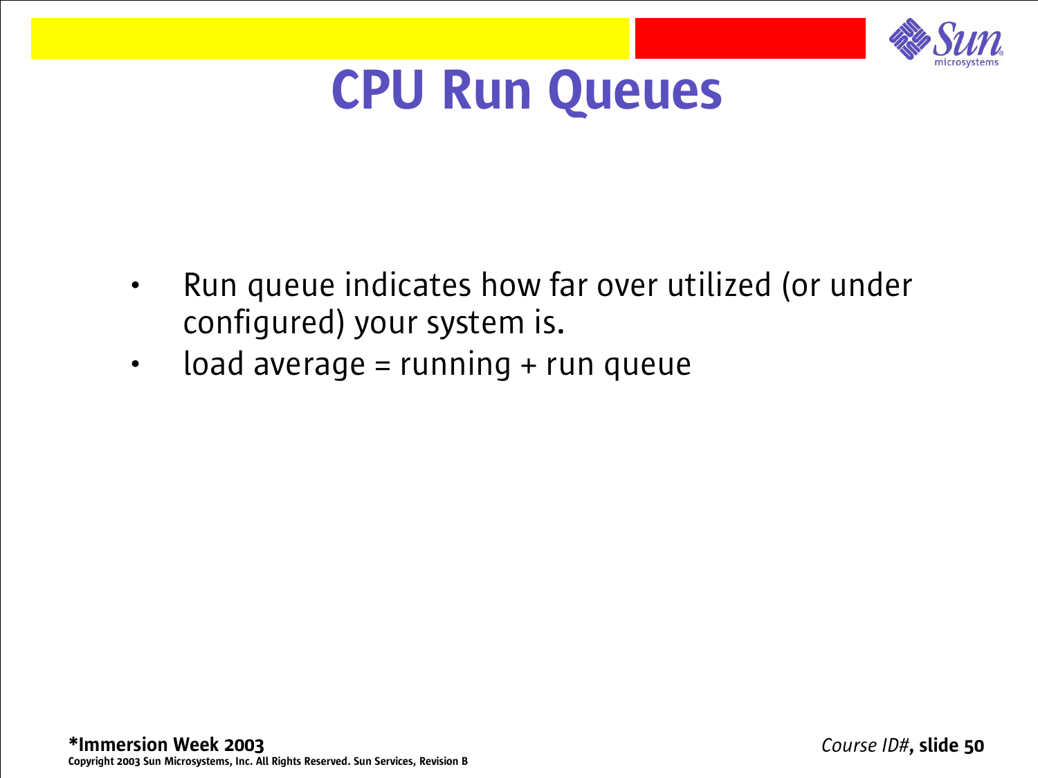# CPU Run Queues

- Run queue indicates how far over utilized (or under configured) your system is.
- load average = running + run queue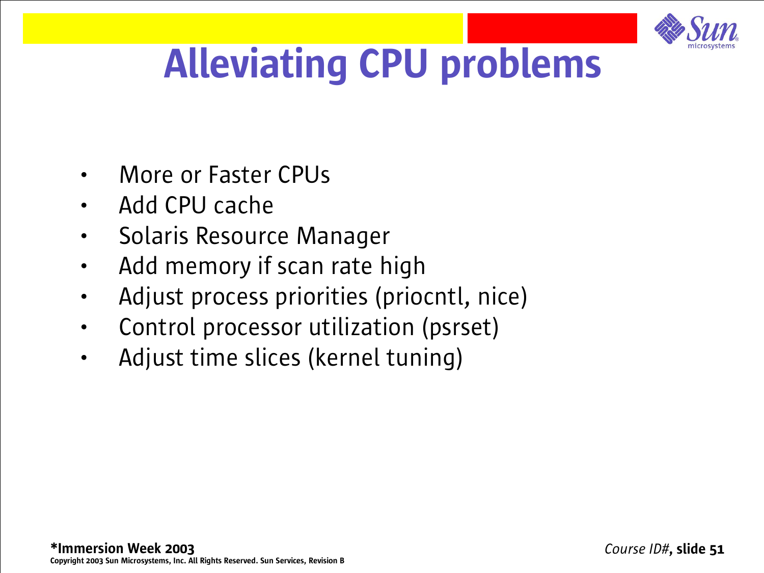# Alleviating CPU problems

- More or Faster CPUs
- Add CPU cache
- Solaris Resource Manager
- Add memory if scan rate high
- Adjust process priorities (priocntl, nice)
- Control processor utilization (psrset)
- Adjust time slices (kernel tuning)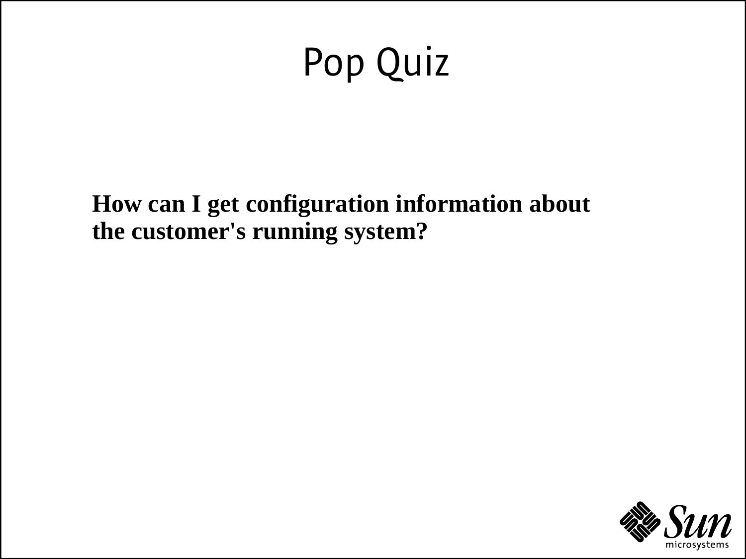# Pop Quiz

**How can I get configuration information about the customer's running system?**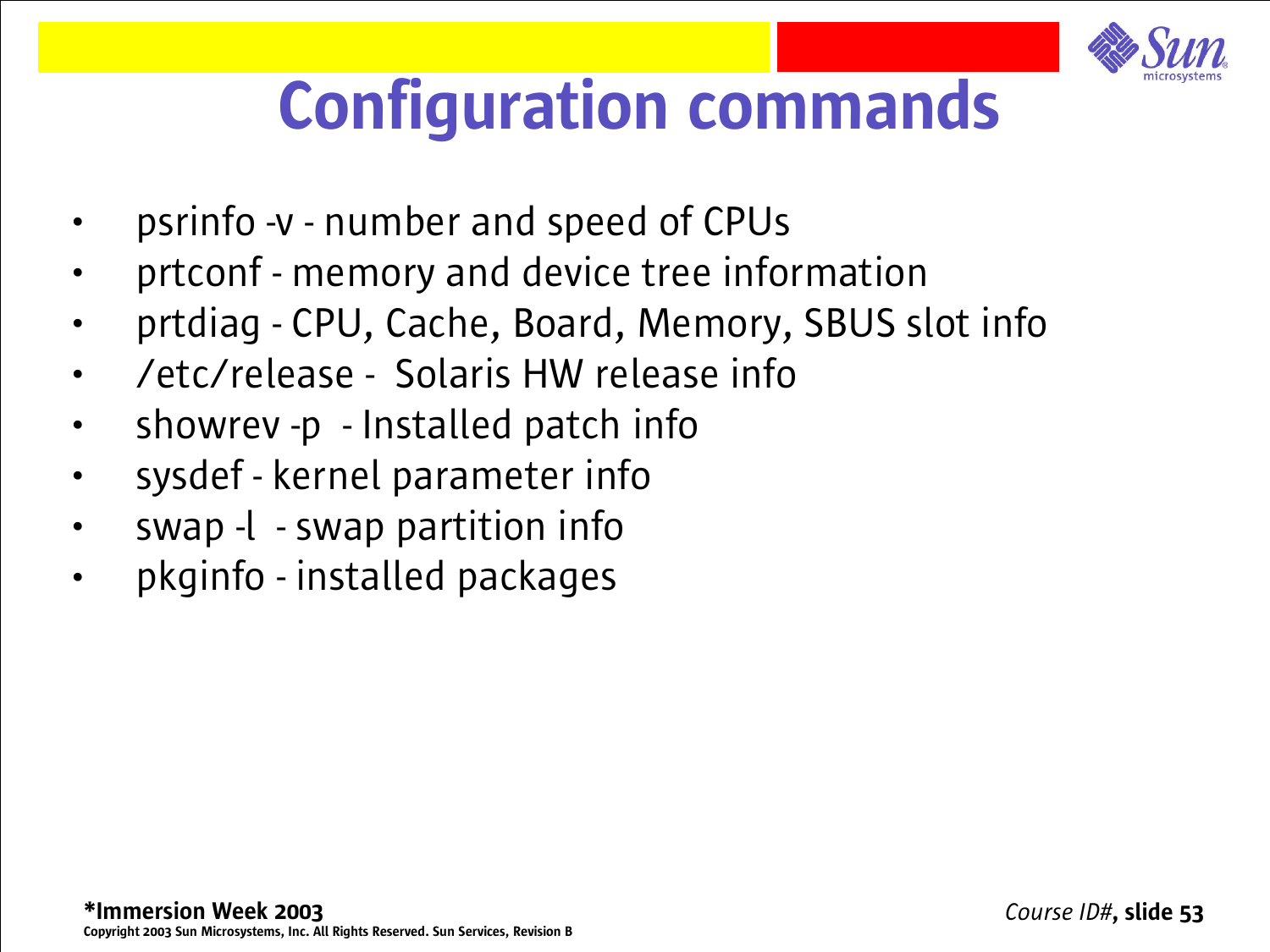# Configuration commands

- psrinfo -v - number and speed of CPUs
- prtconf - memory and device tree information
- prtdiag - CPU, Cache, Board, Memory, SBUS slot info
- /etc/release - Solaris HW release info
- showrev -p - Installed patch info
- sysdef - kernel parameter info
- swap -l - swap partition info
- pkginfo - installed packages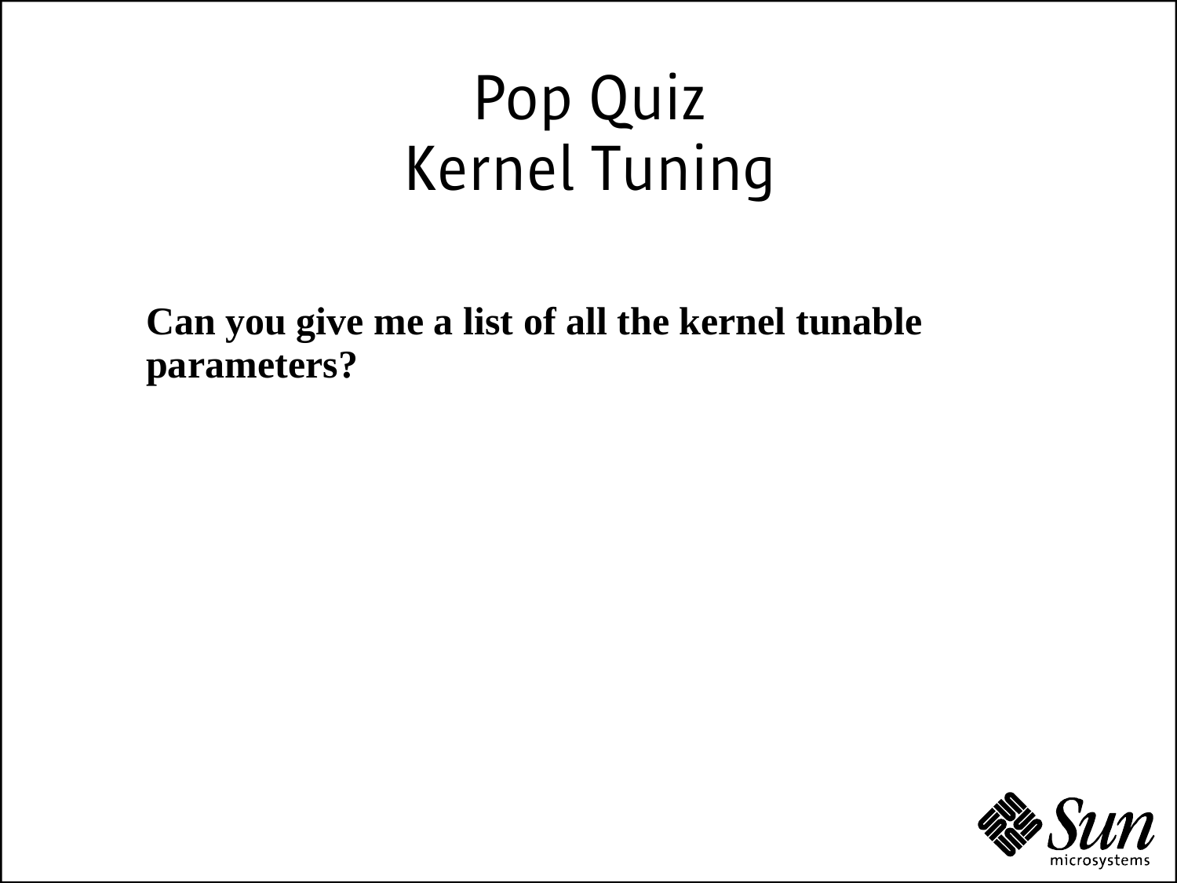# Pop Quiz
# Kernel Tuning

**Can you give me a list of all the kernel tunable parameters?**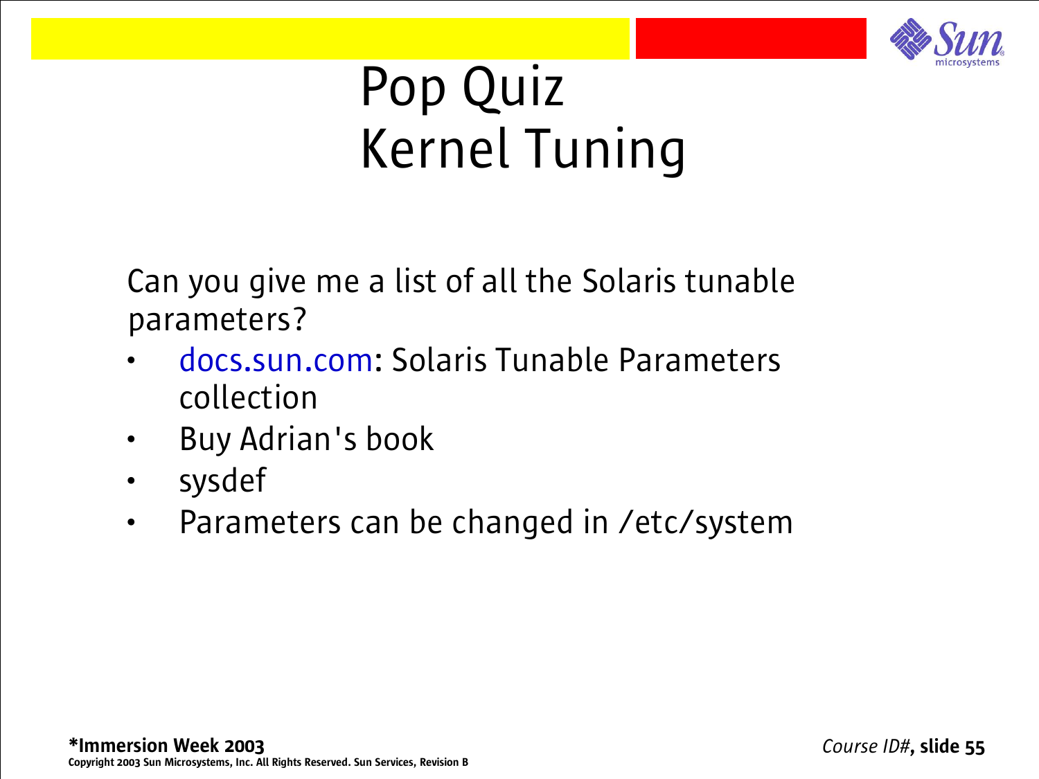# Pop Quiz
# Kernel Tuning

Can you give me a list of all the Solaris tunable parameters?

- docs.sun.com: Solaris Tunable Parameters collection
- Buy Adrian's book
- sysdef
- Parameters can be changed in /etc/system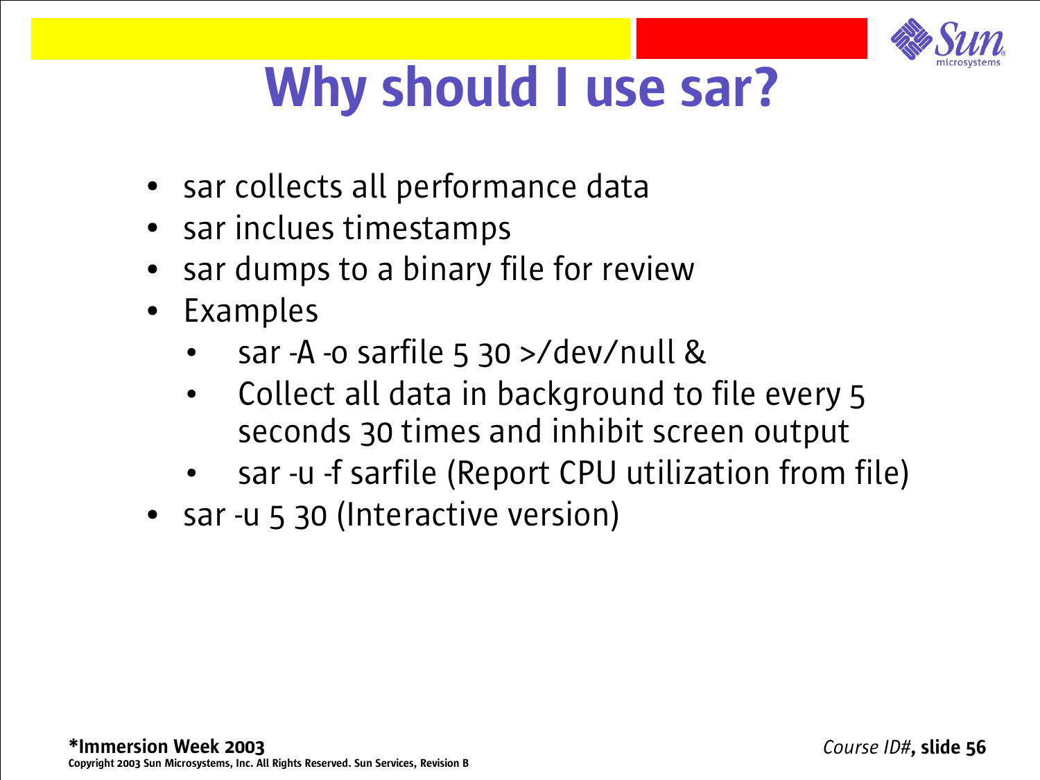# Why should I use sar?

- sar collects all performance data
- sar inclues timestamps
- sar dumps to a binary file for review
- Examples
  - sar -A -o sarfile 5 30 >/dev/null &
  - Collect all data in background to file every 5 seconds 30 times and inhibit screen output
  - sar -u -f sarfile (Report CPU utilization from file)
- sar -u 5 30 (Interactive version)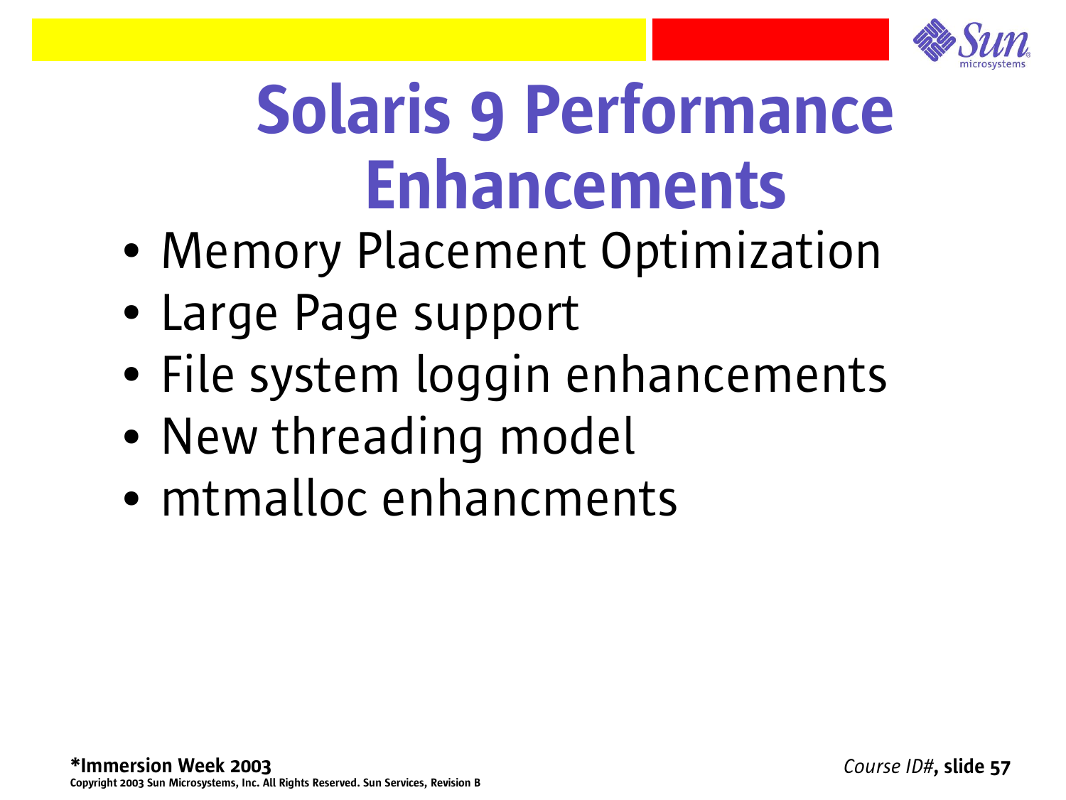# Solaris 9 Performance Enhancements

- Memory Placement Optimization
- Large Page support
- File system loggin enhancements
- New threading model
- mtmalloc enhancments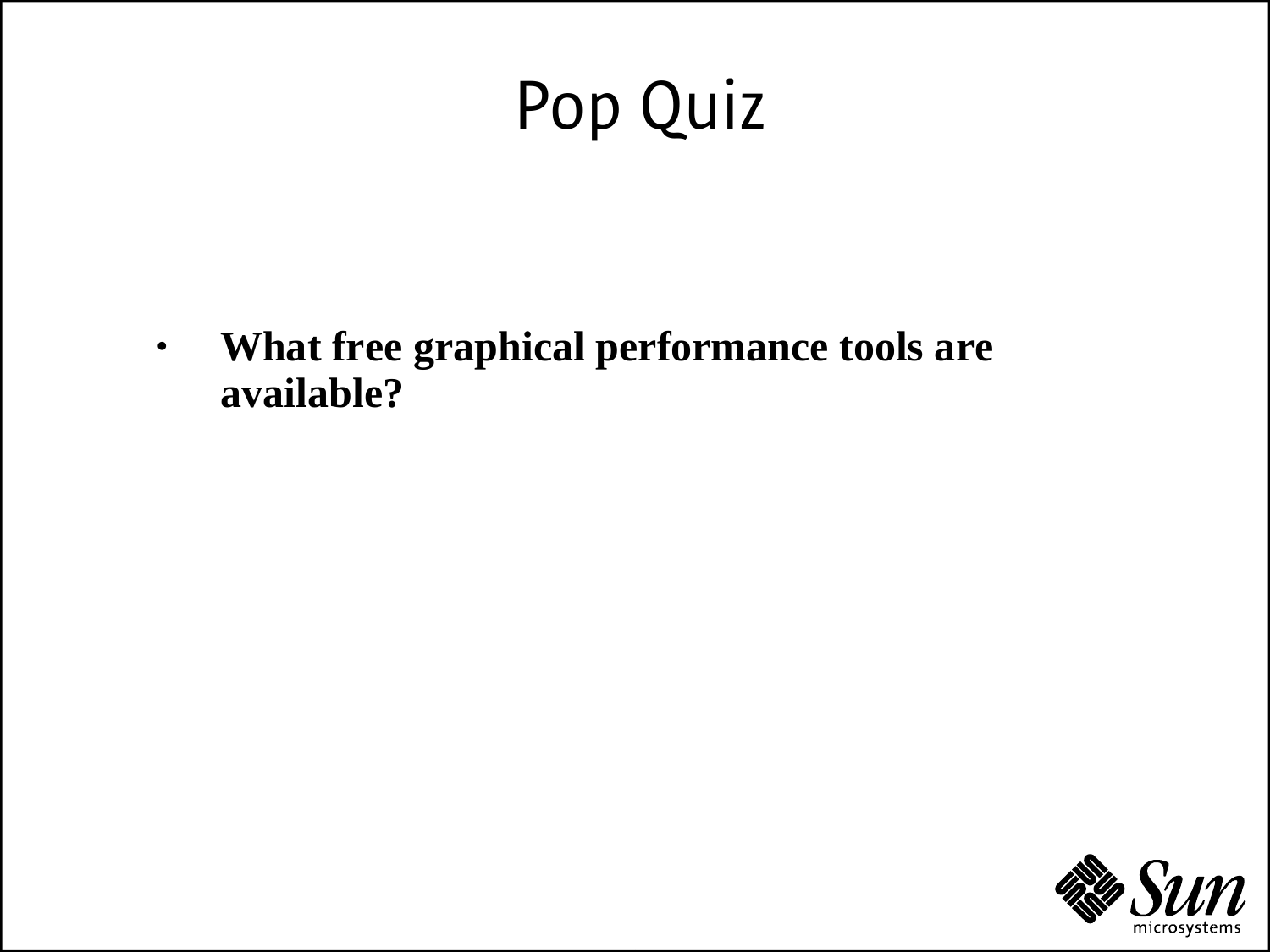# Pop Quiz

- **What free graphical performance tools are available?**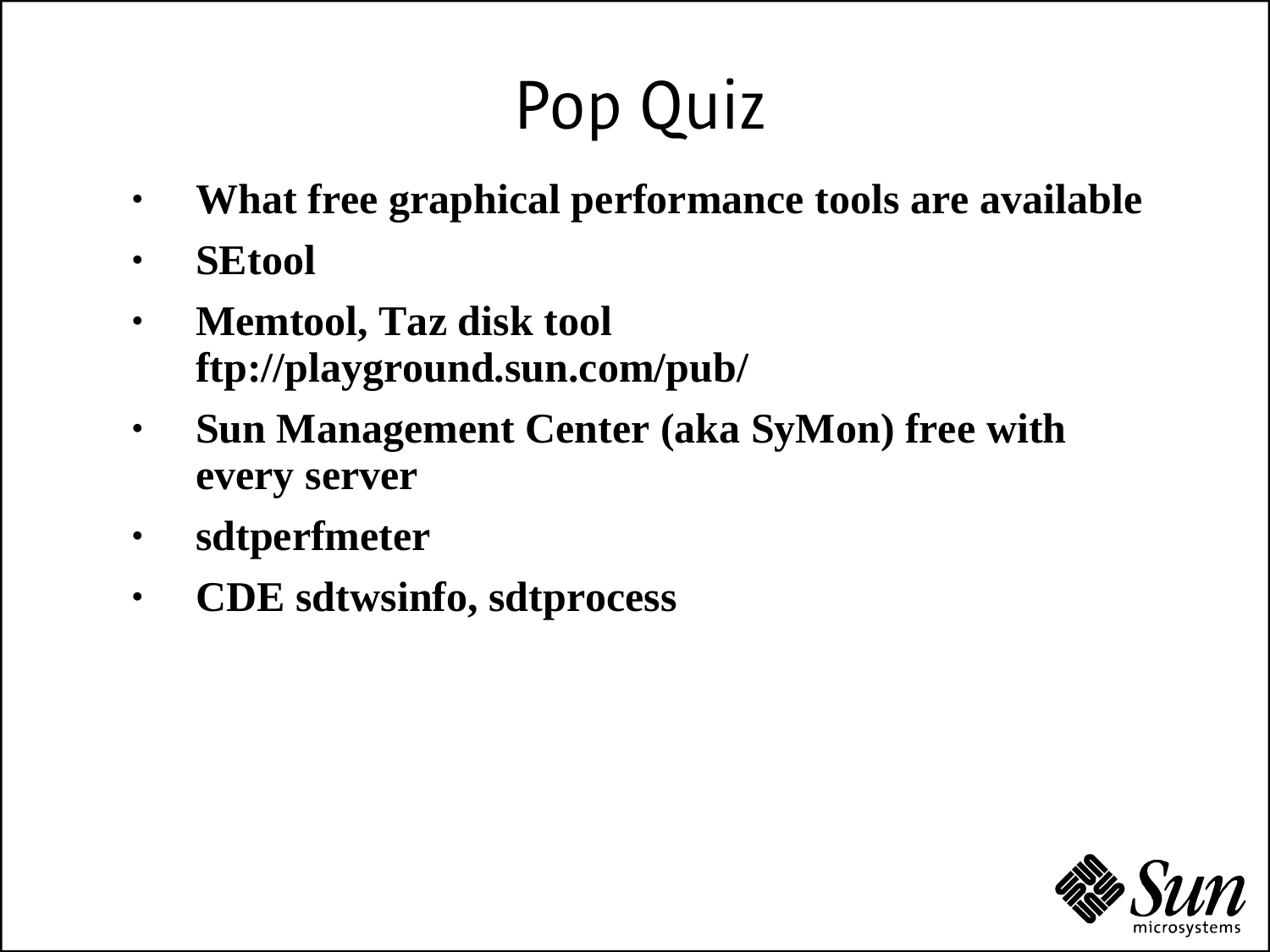# Pop Quiz

- **What free graphical performance tools are available**
- **SEtool**
- **Memtool, Taz disk tool ftp://playground.sun.com/pub/**
- **Sun Management Center (aka SyMon) free with every server**
- **sdtperfmeter**
- **CDE sdtwsinfo, sdtprocess**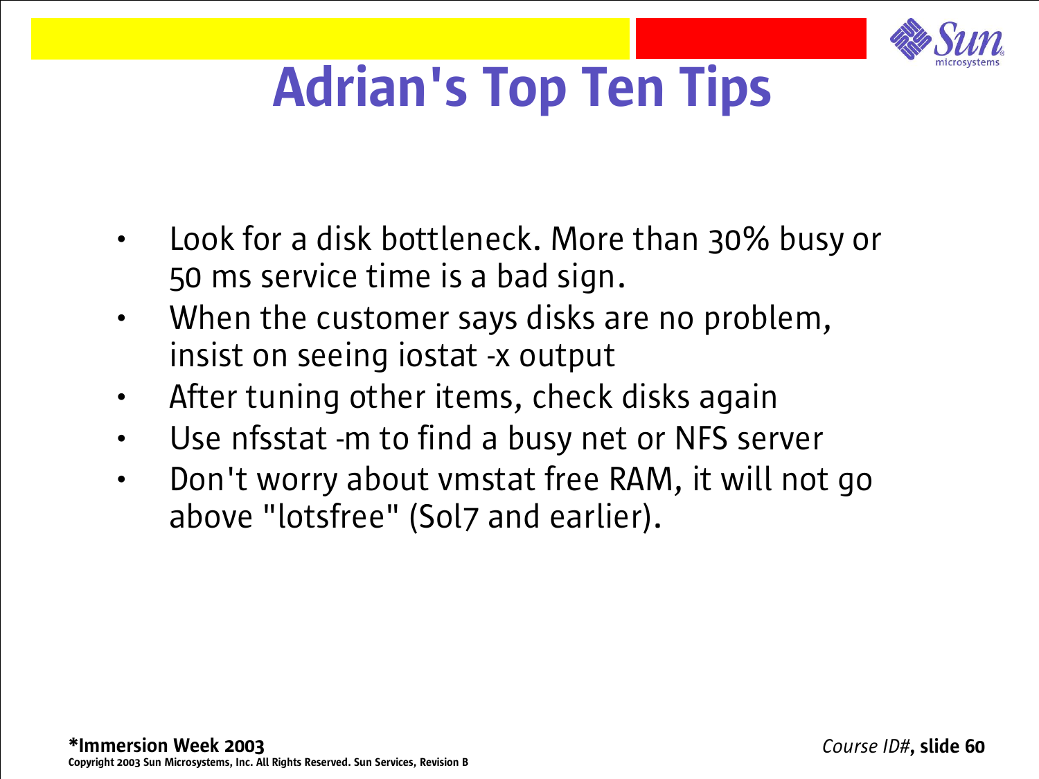# Adrian's Top Ten Tips

- Look for a disk bottleneck. More than 30% busy or 50 ms service time is a bad sign.
- When the customer says disks are no problem, insist on seeing iostat -x output
- After tuning other items, check disks again
- Use nfsstat -m to find a busy net or NFS server
- Don't worry about vmstat free RAM, it will not go above "lotsfree" (Sol7 and earlier).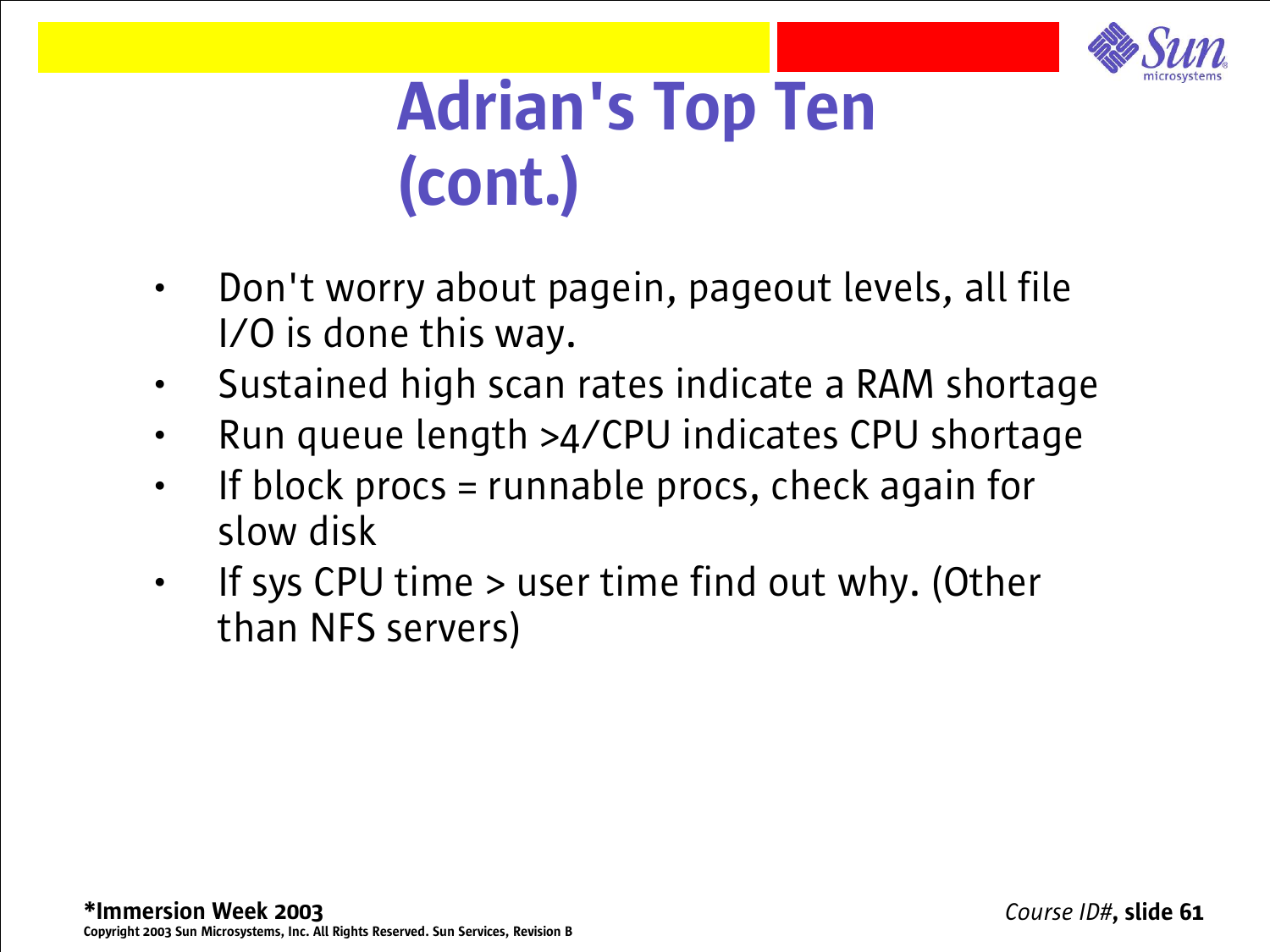# Adrian's Top Ten (cont.)

- Don't worry about pagein, pageout levels, all file I/O is done this way.
- Sustained high scan rates indicate a RAM shortage
- Run queue length >4/CPU indicates CPU shortage
- If block procs = runnable procs, check again for slow disk
- If sys CPU time > user time find out why. (Other than NFS servers)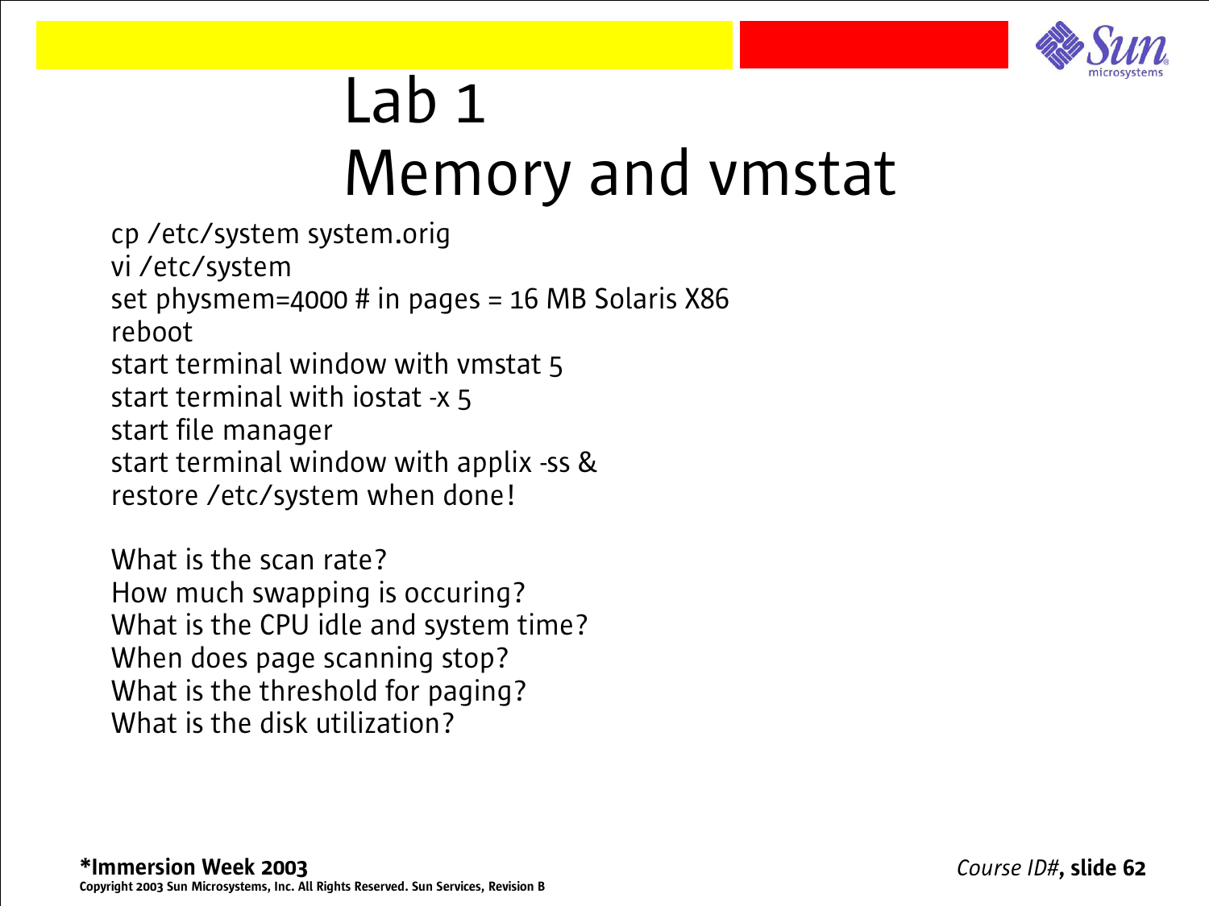# Lab 1
# Memory and vmstat

cp /etc/system system.orig
vi /etc/system
set physmem=4000 # in pages = 16 MB Solaris X86
reboot
start terminal window with vmstat 5
start terminal with iostat -x 5
start file manager
start terminal window with applix -ss &
restore /etc/system when done!

What is the scan rate?
How much swapping is occuring?
What is the CPU idle and system time?
When does page scanning stop?
What is the threshold for paging?
What is the disk utilization?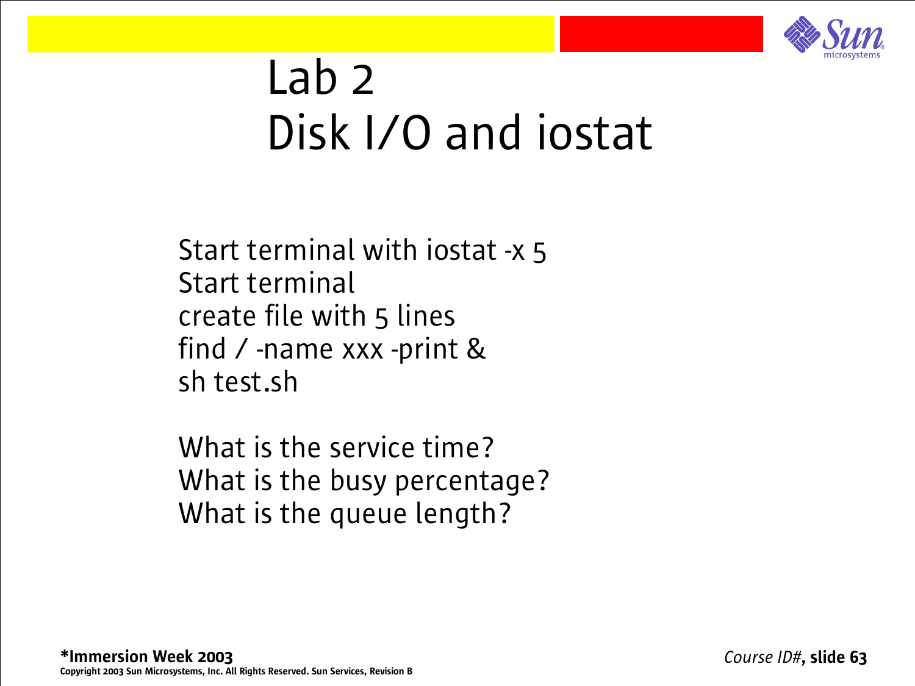# Lab 2
# Disk I/O and iostat

Start terminal with iostat -x 5
Start terminal
create file with 5 lines
find / -name xxx -print &
sh test.sh

What is the service time?
What is the busy percentage?
What is the queue length?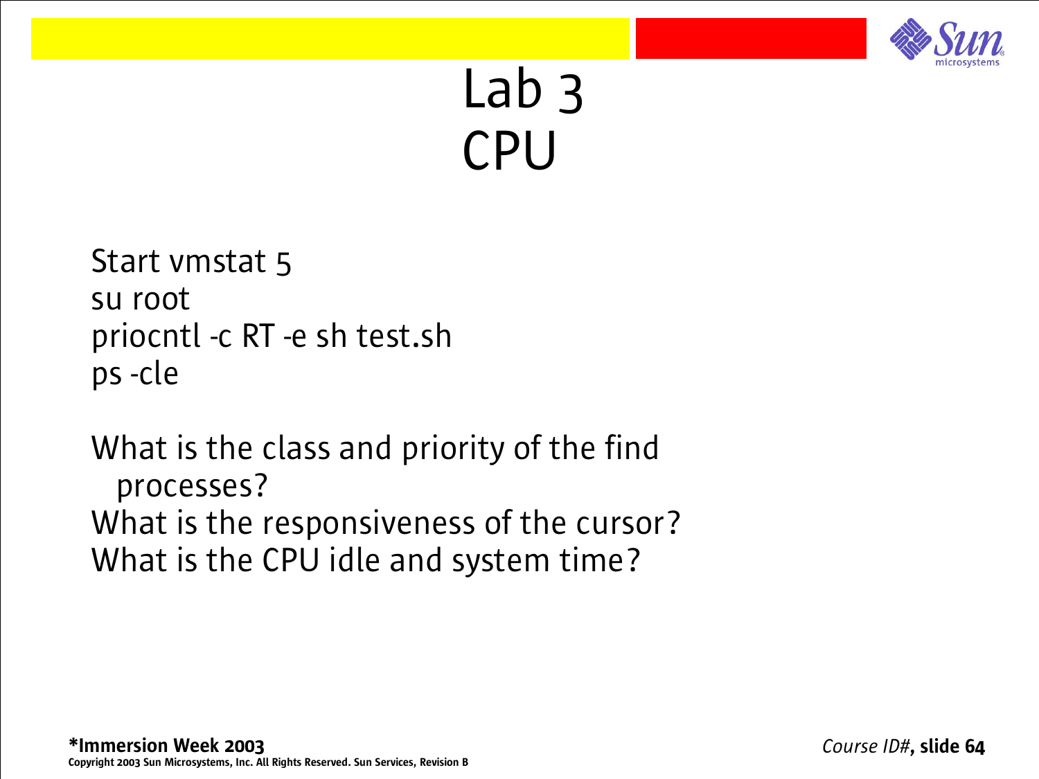# Lab 3
# CPU

Start vmstat 5
su root
priocntl -c RT -e sh test.sh
ps -cle

What is the class and priority of the find processes?
What is the responsiveness of the cursor?
What is the CPU idle and system time?